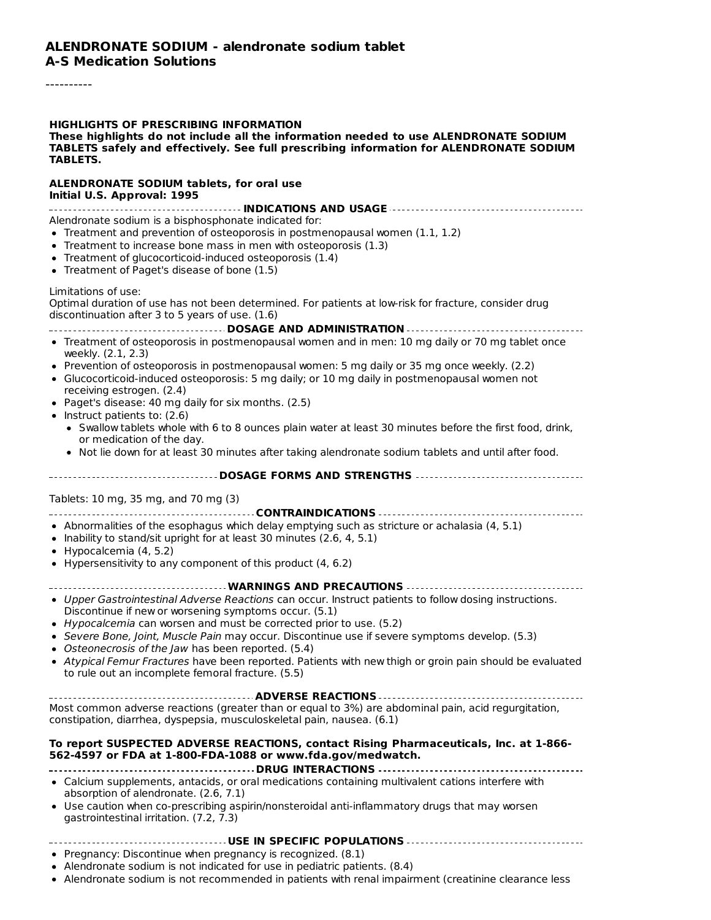**ALENDRONATE SODIUM - alendronate sodium tablet**
**A-S Medication Solutions**

----------

**HIGHLIGHTS OF PRESCRIBING INFORMATION**
**These highlights do not include all the information needed to use ALENDRONATE SODIUM TABLETS safely and effectively. See full prescribing information for ALENDRONATE SODIUM TABLETS.**

**ALENDRONATE SODIUM tablets, for oral use**
**Initial U.S. Approval: 1995**

**INDICATIONS AND USAGE**

Alendronate sodium is a bisphosphonate indicated for:

- Treatment and prevention of osteoporosis in postmenopausal women (1.1, 1.2)
- Treatment to increase bone mass in men with osteoporosis (1.3)
- Treatment of glucocorticoid-induced osteoporosis (1.4)
- Treatment of Paget's disease of bone (1.5)

Limitations of use:
Optimal duration of use has not been determined. For patients at low-risk for fracture, consider drug discontinuation after 3 to 5 years of use. (1.6)

**DOSAGE AND ADMINISTRATION**

- Treatment of osteoporosis in postmenopausal women and in men: 10 mg daily or 70 mg tablet once weekly. (2.1, 2.3)
- Prevention of osteoporosis in postmenopausal women: 5 mg daily or 35 mg once weekly. (2.2)
- Glucocorticoid-induced osteoporosis: 5 mg daily; or 10 mg daily in postmenopausal women not receiving estrogen. (2.4)
- Paget's disease: 40 mg daily for six months. (2.5)
- Instruct patients to: (2.6)
  - Swallow tablets whole with 6 to 8 ounces plain water at least 30 minutes before the first food, drink, or medication of the day.
  - Not lie down for at least 30 minutes after taking alendronate sodium tablets and until after food.

**DOSAGE FORMS AND STRENGTHS**

Tablets: 10 mg, 35 mg, and 70 mg (3)

**CONTRAINDICATIONS**

- Abnormalities of the esophagus which delay emptying such as stricture or achalasia (4, 5.1)
- Inability to stand/sit upright for at least 30 minutes (2.6, 4, 5.1)
- Hypocalcemia (4, 5.2)
- Hypersensitivity to any component of this product (4, 6.2)

**WARNINGS AND PRECAUTIONS**

- *Upper Gastrointestinal Adverse Reactions* can occur. Instruct patients to follow dosing instructions. Discontinue if new or worsening symptoms occur. (5.1)
- *Hypocalcemia* can worsen and must be corrected prior to use. (5.2)
- *Severe Bone, Joint, Muscle Pain* may occur. Discontinue use if severe symptoms develop. (5.3)
- *Osteonecrosis of the Jaw* has been reported. (5.4)
- *Atypical Femur Fractures* have been reported. Patients with new thigh or groin pain should be evaluated to rule out an incomplete femoral fracture. (5.5)

**ADVERSE REACTIONS**

Most common adverse reactions (greater than or equal to 3%) are abdominal pain, acid regurgitation, constipation, diarrhea, dyspepsia, musculoskeletal pain, nausea. (6.1)

**To report SUSPECTED ADVERSE REACTIONS, contact Rising Pharmaceuticals, Inc. at 1-866-562-4597 or FDA at 1-800-FDA-1088 or www.fda.gov/medwatch.**

**DRUG INTERACTIONS**

- Calcium supplements, antacids, or oral medications containing multivalent cations interfere with absorption of alendronate. (2.6, 7.1)
- Use caution when co-prescribing aspirin/nonsteroidal anti-inflammatory drugs that may worsen gastrointestinal irritation. (7.2, 7.3)

**USE IN SPECIFIC POPULATIONS**

- Pregnancy: Discontinue when pregnancy is recognized. (8.1)
- Alendronate sodium is not indicated for use in pediatric patients. (8.4)
- Alendronate sodium is not recommended in patients with renal impairment (creatinine clearance less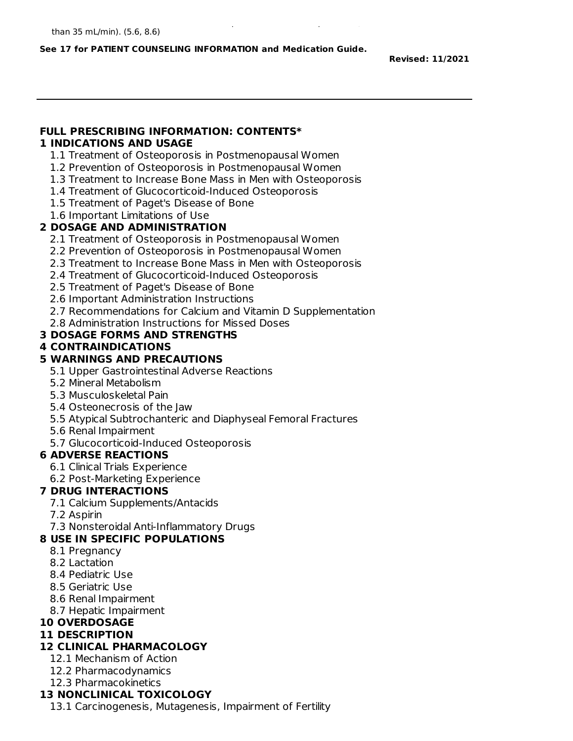than 35 mL/min). (5.6, 8.6)

**See 17 for PATIENT COUNSELING INFORMATION and Medication Guide.**

**Revised: 11/2021**

---

**FULL PRESCRIBING INFORMATION: CONTENTS***

**1 INDICATIONS AND USAGE**

- 1.1 Treatment of Osteoporosis in Postmenopausal Women
- 1.2 Prevention of Osteoporosis in Postmenopausal Women
- 1.3 Treatment to Increase Bone Mass in Men with Osteoporosis
- 1.4 Treatment of Glucocorticoid-Induced Osteoporosis
- 1.5 Treatment of Paget's Disease of Bone
- 1.6 Important Limitations of Use

**2 DOSAGE AND ADMINISTRATION**

- 2.1 Treatment of Osteoporosis in Postmenopausal Women
- 2.2 Prevention of Osteoporosis in Postmenopausal Women
- 2.3 Treatment to Increase Bone Mass in Men with Osteoporosis
- 2.4 Treatment of Glucocorticoid-Induced Osteoporosis
- 2.5 Treatment of Paget's Disease of Bone
- 2.6 Important Administration Instructions
- 2.7 Recommendations for Calcium and Vitamin D Supplementation
- 2.8 Administration Instructions for Missed Doses

**3 DOSAGE FORMS AND STRENGTHS**

**4 CONTRAINDICATIONS**

**5 WARNINGS AND PRECAUTIONS**

- 5.1 Upper Gastrointestinal Adverse Reactions
- 5.2 Mineral Metabolism
- 5.3 Musculoskeletal Pain
- 5.4 Osteonecrosis of the Jaw
- 5.5 Atypical Subtrochanteric and Diaphyseal Femoral Fractures
- 5.6 Renal Impairment
- 5.7 Glucocorticoid-Induced Osteoporosis

**6 ADVERSE REACTIONS**

- 6.1 Clinical Trials Experience
- 6.2 Post-Marketing Experience

**7 DRUG INTERACTIONS**

- 7.1 Calcium Supplements/Antacids
- 7.2 Aspirin
- 7.3 Nonsteroidal Anti-Inflammatory Drugs

**8 USE IN SPECIFIC POPULATIONS**

- 8.1 Pregnancy
- 8.2 Lactation
- 8.4 Pediatric Use
- 8.5 Geriatric Use
- 8.6 Renal Impairment
- 8.7 Hepatic Impairment

**10 OVERDOSAGE**

**11 DESCRIPTION**

**12 CLINICAL PHARMACOLOGY**

- 12.1 Mechanism of Action
- 12.2 Pharmacodynamics
- 12.3 Pharmacokinetics

**13 NONCLINICAL TOXICOLOGY**

- 13.1 Carcinogenesis, Mutagenesis, Impairment of Fertility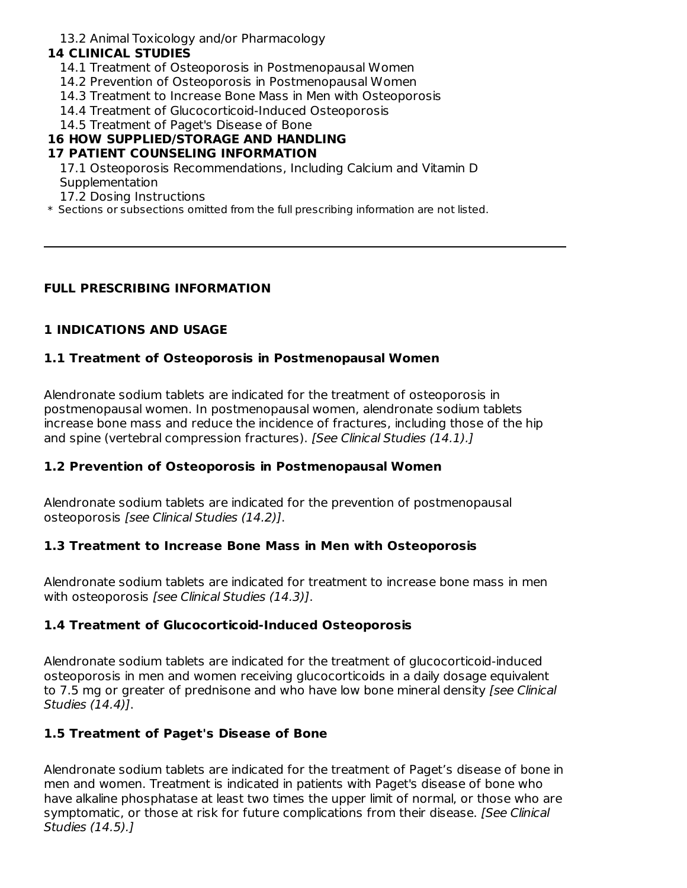13.2 Animal Toxicology and/or Pharmacology

**14 CLINICAL STUDIES**

14.1 Treatment of Osteoporosis in Postmenopausal Women
14.2 Prevention of Osteoporosis in Postmenopausal Women
14.3 Treatment to Increase Bone Mass in Men with Osteoporosis
14.4 Treatment of Glucocorticoid-Induced Osteoporosis
14.5 Treatment of Paget's Disease of Bone

**16 HOW SUPPLIED/STORAGE AND HANDLING**

**17 PATIENT COUNSELING INFORMATION**

17.1 Osteoporosis Recommendations, Including Calcium and Vitamin D Supplementation
17.2 Dosing Instructions

* Sections or subsections omitted from the full prescribing information are not listed.

---

## FULL PRESCRIBING INFORMATION

## 1 INDICATIONS AND USAGE

### 1.1 Treatment of Osteoporosis in Postmenopausal Women

Alendronate sodium tablets are indicated for the treatment of osteoporosis in postmenopausal women. In postmenopausal women, alendronate sodium tablets increase bone mass and reduce the incidence of fractures, including those of the hip and spine (vertebral compression fractures). *[See Clinical Studies (14.1).]*

### 1.2 Prevention of Osteoporosis in Postmenopausal Women

Alendronate sodium tablets are indicated for the prevention of postmenopausal osteoporosis *[see Clinical Studies (14.2)]*.

### 1.3 Treatment to Increase Bone Mass in Men with Osteoporosis

Alendronate sodium tablets are indicated for treatment to increase bone mass in men with osteoporosis *[see Clinical Studies (14.3)]*.

### 1.4 Treatment of Glucocorticoid-Induced Osteoporosis

Alendronate sodium tablets are indicated for the treatment of glucocorticoid-induced osteoporosis in men and women receiving glucocorticoids in a daily dosage equivalent to 7.5 mg or greater of prednisone and who have low bone mineral density *[see Clinical Studies (14.4)]*.

### 1.5 Treatment of Paget's Disease of Bone

Alendronate sodium tablets are indicated for the treatment of Paget's disease of bone in men and women. Treatment is indicated in patients with Paget's disease of bone who have alkaline phosphatase at least two times the upper limit of normal, or those who are symptomatic, or those at risk for future complications from their disease. *[See Clinical Studies (14.5).]*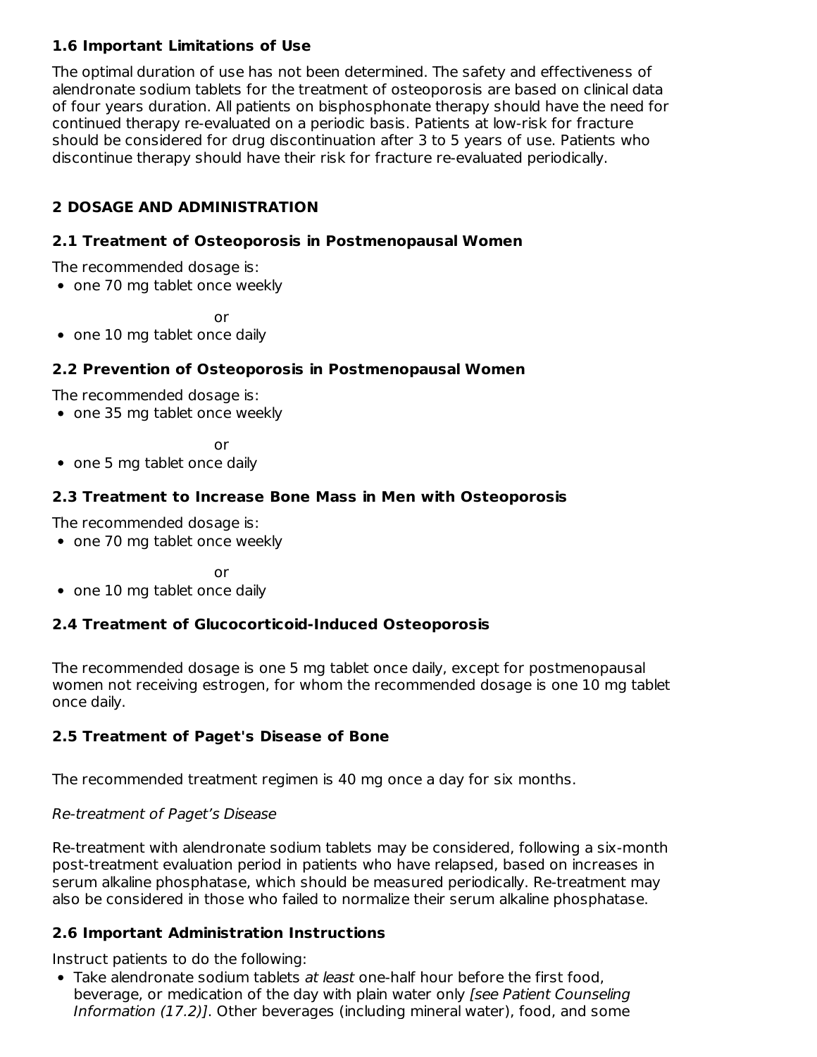### 1.6 Important Limitations of Use

The optimal duration of use has not been determined. The safety and effectiveness of alendronate sodium tablets for the treatment of osteoporosis are based on clinical data of four years duration. All patients on bisphosphonate therapy should have the need for continued therapy re-evaluated on a periodic basis. Patients at low-risk for fracture should be considered for drug discontinuation after 3 to 5 years of use. Patients who discontinue therapy should have their risk for fracture re-evaluated periodically.

## 2 DOSAGE AND ADMINISTRATION

### 2.1 Treatment of Osteoporosis in Postmenopausal Women

The recommended dosage is:

- one 70 mg tablet once weekly

or

- one 10 mg tablet once daily

### 2.2 Prevention of Osteoporosis in Postmenopausal Women

The recommended dosage is:

- one 35 mg tablet once weekly

or

- one 5 mg tablet once daily

### 2.3 Treatment to Increase Bone Mass in Men with Osteoporosis

The recommended dosage is:

- one 70 mg tablet once weekly

or

- one 10 mg tablet once daily

### 2.4 Treatment of Glucocorticoid-Induced Osteoporosis

The recommended dosage is one 5 mg tablet once daily, except for postmenopausal women not receiving estrogen, for whom the recommended dosage is one 10 mg tablet once daily.

### 2.5 Treatment of Paget's Disease of Bone

The recommended treatment regimen is 40 mg once a day for six months.

*Re-treatment of Paget's Disease*

Re-treatment with alendronate sodium tablets may be considered, following a six-month post-treatment evaluation period in patients who have relapsed, based on increases in serum alkaline phosphatase, which should be measured periodically. Re-treatment may also be considered in those who failed to normalize their serum alkaline phosphatase.

### 2.6 Important Administration Instructions

Instruct patients to do the following:

- Take alendronate sodium tablets *at least* one-half hour before the first food, beverage, or medication of the day with plain water only *[see Patient Counseling Information (17.2)]*. Other beverages (including mineral water), food, and some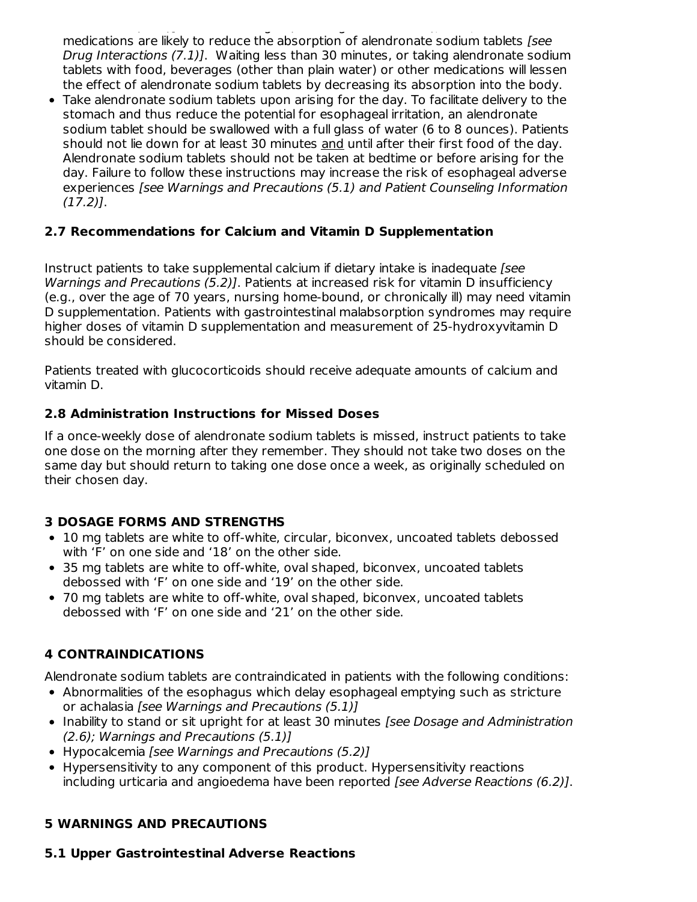medications are likely to reduce the absorption of alendronate sodium tablets *[see Drug Interactions (7.1)]*. Waiting less than 30 minutes, or taking alendronate sodium tablets with food, beverages (other than plain water) or other medications will lessen the effect of alendronate sodium tablets by decreasing its absorption into the body.

- Take alendronate sodium tablets upon arising for the day. To facilitate delivery to the stomach and thus reduce the potential for esophageal irritation, an alendronate sodium tablet should be swallowed with a full glass of water (6 to 8 ounces). Patients should not lie down for at least 30 minutes and until after their first food of the day. Alendronate sodium tablets should not be taken at bedtime or before arising for the day. Failure to follow these instructions may increase the risk of esophageal adverse experiences *[see Warnings and Precautions (5.1) and Patient Counseling Information (17.2)]*.

### 2.7 Recommendations for Calcium and Vitamin D Supplementation

Instruct patients to take supplemental calcium if dietary intake is inadequate *[see Warnings and Precautions (5.2)]*. Patients at increased risk for vitamin D insufficiency (e.g., over the age of 70 years, nursing home-bound, or chronically ill) may need vitamin D supplementation. Patients with gastrointestinal malabsorption syndromes may require higher doses of vitamin D supplementation and measurement of 25-hydroxyvitamin D should be considered.

Patients treated with glucocorticoids should receive adequate amounts of calcium and vitamin D.

### 2.8 Administration Instructions for Missed Doses

If a once-weekly dose of alendronate sodium tablets is missed, instruct patients to take one dose on the morning after they remember. They should not take two doses on the same day but should return to taking one dose once a week, as originally scheduled on their chosen day.

## 3 DOSAGE FORMS AND STRENGTHS

- 10 mg tablets are white to off-white, circular, biconvex, uncoated tablets debossed with 'F' on one side and '18' on the other side.
- 35 mg tablets are white to off-white, oval shaped, biconvex, uncoated tablets debossed with 'F' on one side and '19' on the other side.
- 70 mg tablets are white to off-white, oval shaped, biconvex, uncoated tablets debossed with 'F' on one side and '21' on the other side.

## 4 CONTRAINDICATIONS

Alendronate sodium tablets are contraindicated in patients with the following conditions:

- Abnormalities of the esophagus which delay esophageal emptying such as stricture or achalasia *[see Warnings and Precautions (5.1)]*
- Inability to stand or sit upright for at least 30 minutes *[see Dosage and Administration (2.6); Warnings and Precautions (5.1)]*
- Hypocalcemia *[see Warnings and Precautions (5.2)]*
- Hypersensitivity to any component of this product. Hypersensitivity reactions including urticaria and angioedema have been reported *[see Adverse Reactions (6.2)]*.

## 5 WARNINGS AND PRECAUTIONS

### 5.1 Upper Gastrointestinal Adverse Reactions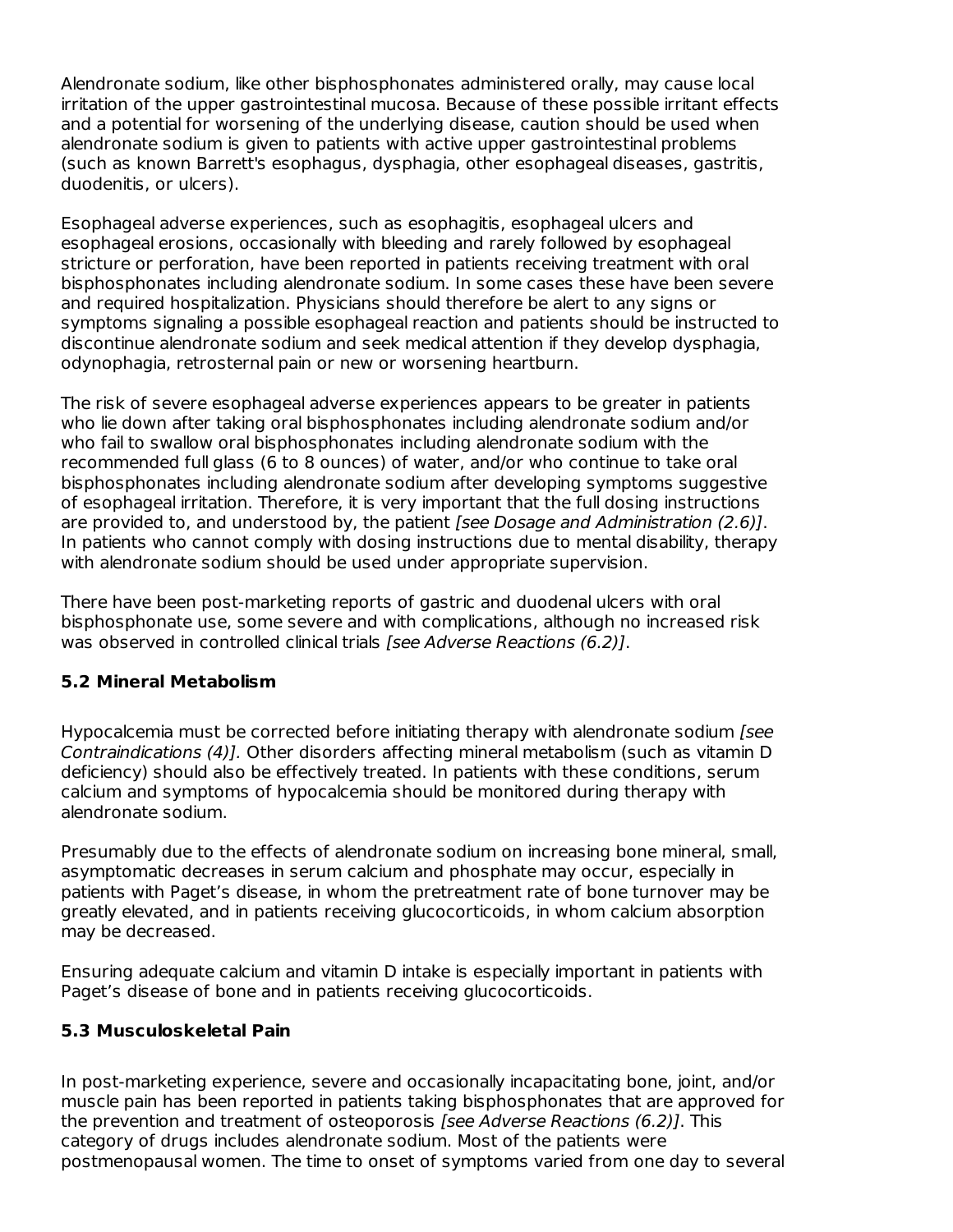Alendronate sodium, like other bisphosphonates administered orally, may cause local irritation of the upper gastrointestinal mucosa. Because of these possible irritant effects and a potential for worsening of the underlying disease, caution should be used when alendronate sodium is given to patients with active upper gastrointestinal problems (such as known Barrett's esophagus, dysphagia, other esophageal diseases, gastritis, duodenitis, or ulcers).

Esophageal adverse experiences, such as esophagitis, esophageal ulcers and esophageal erosions, occasionally with bleeding and rarely followed by esophageal stricture or perforation, have been reported in patients receiving treatment with oral bisphosphonates including alendronate sodium. In some cases these have been severe and required hospitalization. Physicians should therefore be alert to any signs or symptoms signaling a possible esophageal reaction and patients should be instructed to discontinue alendronate sodium and seek medical attention if they develop dysphagia, odynophagia, retrosternal pain or new or worsening heartburn.

The risk of severe esophageal adverse experiences appears to be greater in patients who lie down after taking oral bisphosphonates including alendronate sodium and/or who fail to swallow oral bisphosphonates including alendronate sodium with the recommended full glass (6 to 8 ounces) of water, and/or who continue to take oral bisphosphonates including alendronate sodium after developing symptoms suggestive of esophageal irritation. Therefore, it is very important that the full dosing instructions are provided to, and understood by, the patient *[see Dosage and Administration (2.6)]*. In patients who cannot comply with dosing instructions due to mental disability, therapy with alendronate sodium should be used under appropriate supervision.

There have been post-marketing reports of gastric and duodenal ulcers with oral bisphosphonate use, some severe and with complications, although no increased risk was observed in controlled clinical trials *[see Adverse Reactions (6.2)]*.

### 5.2 Mineral Metabolism

Hypocalcemia must be corrected before initiating therapy with alendronate sodium *[see Contraindications (4)]*. Other disorders affecting mineral metabolism (such as vitamin D deficiency) should also be effectively treated. In patients with these conditions, serum calcium and symptoms of hypocalcemia should be monitored during therapy with alendronate sodium.

Presumably due to the effects of alendronate sodium on increasing bone mineral, small, asymptomatic decreases in serum calcium and phosphate may occur, especially in patients with Paget’s disease, in whom the pretreatment rate of bone turnover may be greatly elevated, and in patients receiving glucocorticoids, in whom calcium absorption may be decreased.

Ensuring adequate calcium and vitamin D intake is especially important in patients with Paget’s disease of bone and in patients receiving glucocorticoids.

### 5.3 Musculoskeletal Pain

In post-marketing experience, severe and occasionally incapacitating bone, joint, and/or muscle pain has been reported in patients taking bisphosphonates that are approved for the prevention and treatment of osteoporosis *[see Adverse Reactions (6.2)]*. This category of drugs includes alendronate sodium. Most of the patients were postmenopausal women. The time to onset of symptoms varied from one day to several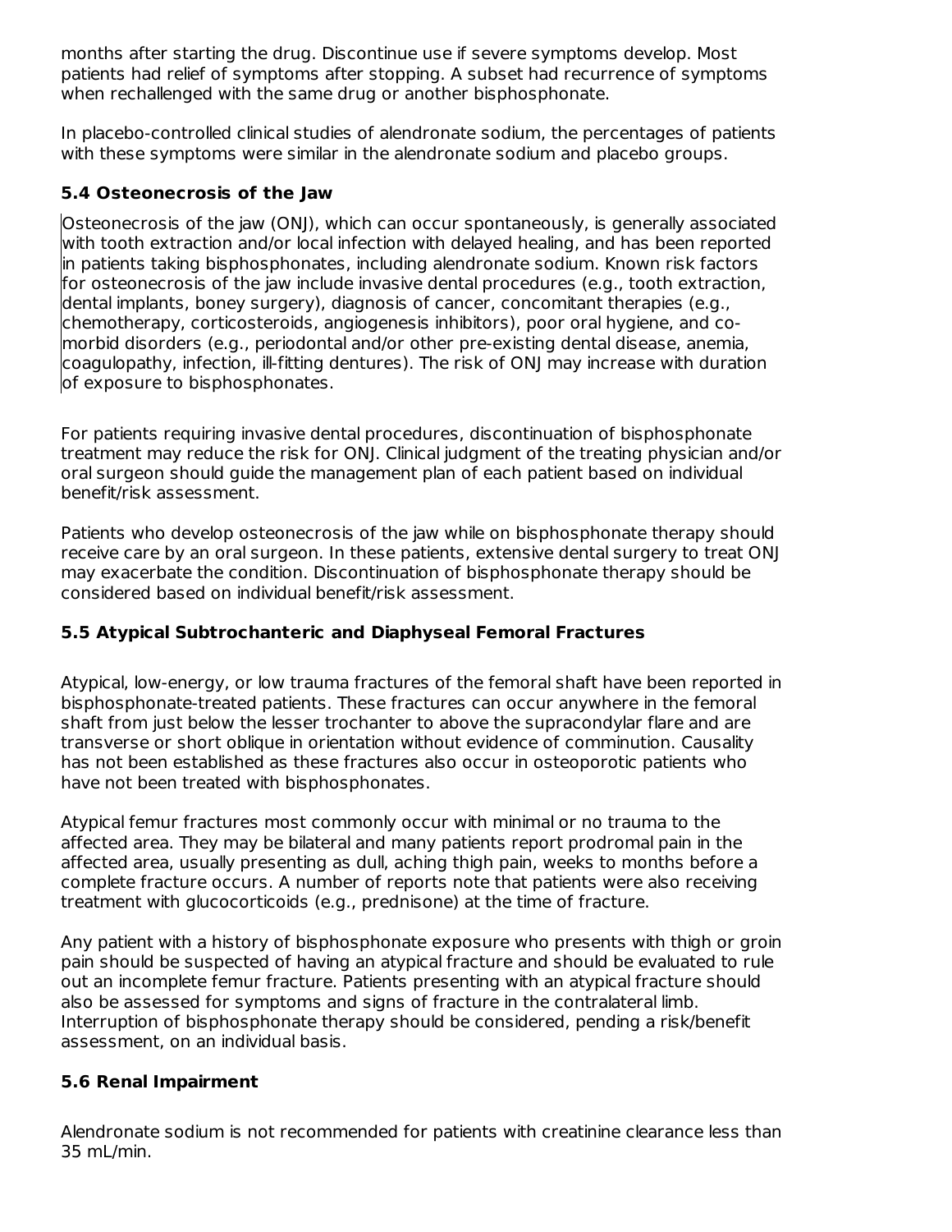months after starting the drug. Discontinue use if severe symptoms develop. Most patients had relief of symptoms after stopping. A subset had recurrence of symptoms when rechallenged with the same drug or another bisphosphonate.

In placebo-controlled clinical studies of alendronate sodium, the percentages of patients with these symptoms were similar in the alendronate sodium and placebo groups.

### 5.4 Osteonecrosis of the Jaw

Osteonecrosis of the jaw (ONJ), which can occur spontaneously, is generally associated with tooth extraction and/or local infection with delayed healing, and has been reported in patients taking bisphosphonates, including alendronate sodium. Known risk factors for osteonecrosis of the jaw include invasive dental procedures (e.g., tooth extraction, dental implants, boney surgery), diagnosis of cancer, concomitant therapies (e.g., chemotherapy, corticosteroids, angiogenesis inhibitors), poor oral hygiene, and co-morbid disorders (e.g., periodontal and/or other pre-existing dental disease, anemia, coagulopathy, infection, ill-fitting dentures). The risk of ONJ may increase with duration of exposure to bisphosphonates.

For patients requiring invasive dental procedures, discontinuation of bisphosphonate treatment may reduce the risk for ONJ. Clinical judgment of the treating physician and/or oral surgeon should guide the management plan of each patient based on individual benefit/risk assessment.

Patients who develop osteonecrosis of the jaw while on bisphosphonate therapy should receive care by an oral surgeon. In these patients, extensive dental surgery to treat ONJ may exacerbate the condition. Discontinuation of bisphosphonate therapy should be considered based on individual benefit/risk assessment.

### 5.5 Atypical Subtrochanteric and Diaphyseal Femoral Fractures

Atypical, low-energy, or low trauma fractures of the femoral shaft have been reported in bisphosphonate-treated patients. These fractures can occur anywhere in the femoral shaft from just below the lesser trochanter to above the supracondylar flare and are transverse or short oblique in orientation without evidence of comminution. Causality has not been established as these fractures also occur in osteoporotic patients who have not been treated with bisphosphonates.

Atypical femur fractures most commonly occur with minimal or no trauma to the affected area. They may be bilateral and many patients report prodromal pain in the affected area, usually presenting as dull, aching thigh pain, weeks to months before a complete fracture occurs. A number of reports note that patients were also receiving treatment with glucocorticoids (e.g., prednisone) at the time of fracture.

Any patient with a history of bisphosphonate exposure who presents with thigh or groin pain should be suspected of having an atypical fracture and should be evaluated to rule out an incomplete femur fracture. Patients presenting with an atypical fracture should also be assessed for symptoms and signs of fracture in the contralateral limb. Interruption of bisphosphonate therapy should be considered, pending a risk/benefit assessment, on an individual basis.

### 5.6 Renal Impairment

Alendronate sodium is not recommended for patients with creatinine clearance less than 35 mL/min.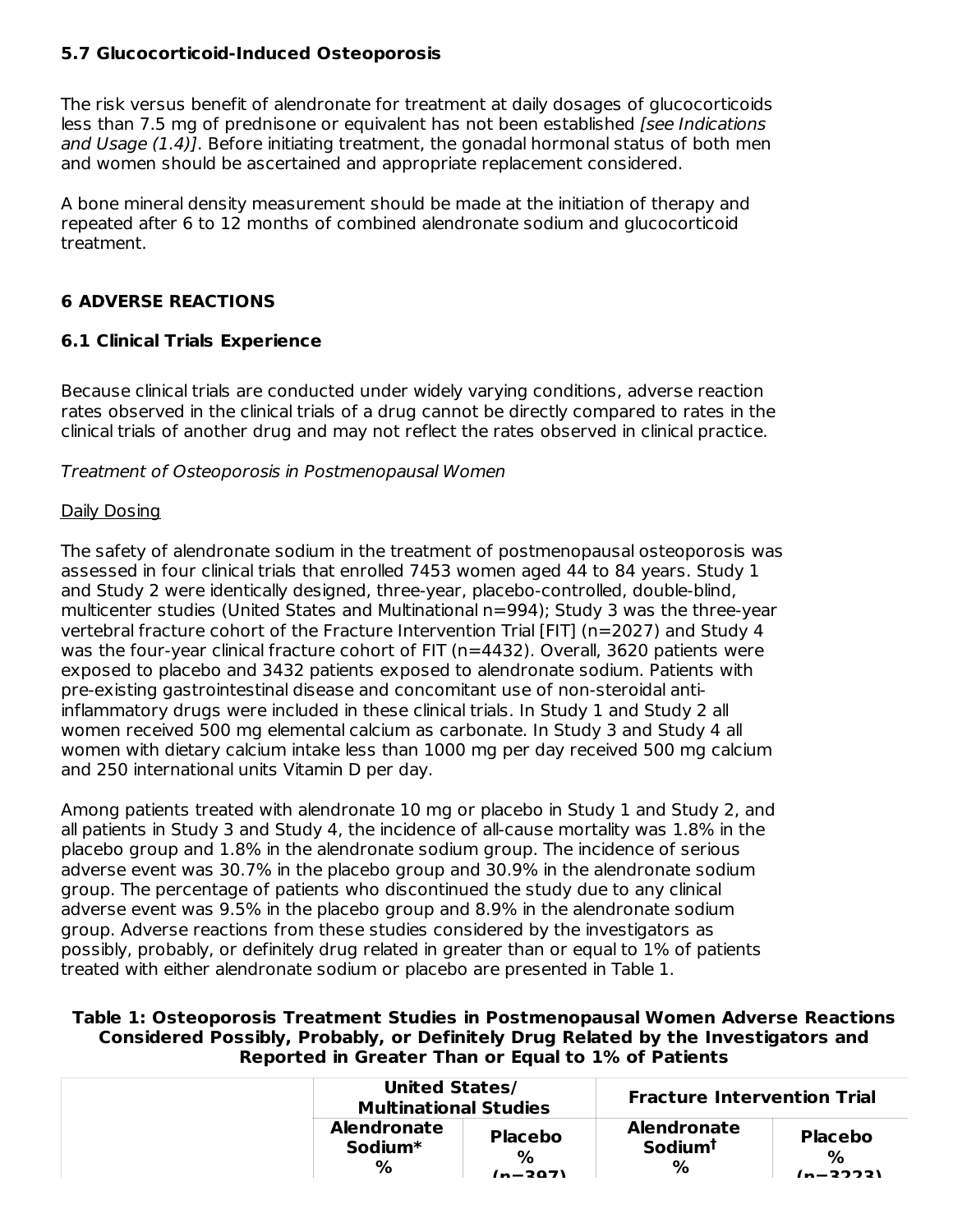### 5.7 Glucocorticoid-Induced Osteoporosis

The risk versus benefit of alendronate for treatment at daily dosages of glucocorticoids less than 7.5 mg of prednisone or equivalent has not been established *[see Indications and Usage (1.4)]*. Before initiating treatment, the gonadal hormonal status of both men and women should be ascertained and appropriate replacement considered.

A bone mineral density measurement should be made at the initiation of therapy and repeated after 6 to 12 months of combined alendronate sodium and glucocorticoid treatment.

## 6 ADVERSE REACTIONS

### 6.1 Clinical Trials Experience

Because clinical trials are conducted under widely varying conditions, adverse reaction rates observed in the clinical trials of a drug cannot be directly compared to rates in the clinical trials of another drug and may not reflect the rates observed in clinical practice.

*Treatment of Osteoporosis in Postmenopausal Women*

Daily Dosing

The safety of alendronate sodium in the treatment of postmenopausal osteoporosis was assessed in four clinical trials that enrolled 7453 women aged 44 to 84 years. Study 1 and Study 2 were identically designed, three-year, placebo-controlled, double-blind, multicenter studies (United States and Multinational n=994); Study 3 was the three-year vertebral fracture cohort of the Fracture Intervention Trial [FIT] (n=2027) and Study 4 was the four-year clinical fracture cohort of FIT (n=4432). Overall, 3620 patients were exposed to placebo and 3432 patients exposed to alendronate sodium. Patients with pre-existing gastrointestinal disease and concomitant use of non-steroidal anti-inflammatory drugs were included in these clinical trials. In Study 1 and Study 2 all women received 500 mg elemental calcium as carbonate. In Study 3 and Study 4 all women with dietary calcium intake less than 1000 mg per day received 500 mg calcium and 250 international units Vitamin D per day.

Among patients treated with alendronate 10 mg or placebo in Study 1 and Study 2, and all patients in Study 3 and Study 4, the incidence of all-cause mortality was 1.8% in the placebo group and 1.8% in the alendronate sodium group. The incidence of serious adverse event was 30.7% in the placebo group and 30.9% in the alendronate sodium group. The percentage of patients who discontinued the study due to any clinical adverse event was 9.5% in the placebo group and 8.9% in the alendronate sodium group. Adverse reactions from these studies considered by the investigators as possibly, probably, or definitely drug related in greater than or equal to 1% of patients treated with either alendronate sodium or placebo are presented in Table 1.

**Table 1: Osteoporosis Treatment Studies in Postmenopausal Women Adverse Reactions Considered Possibly, Probably, or Definitely Drug Related by the Investigators and Reported in Greater Than or Equal to 1% of Patients**

| | United States/ Multinational Studies | | Fracture Intervention Trial | |
|---|---|---|---|---|
| | Alendronate Sodium* % | Placebo % (n=397) | Alendronate Sodium† % | Placebo % (n=3223) |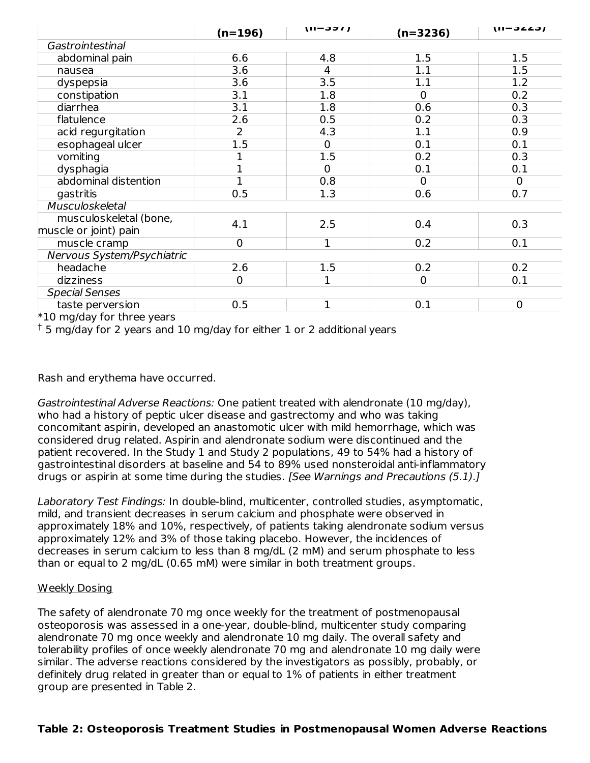| | (n=196) | (n=397) | (n=3236) | (n=3223) |
|---|---|---|---|---|
| *Gastrointestinal* | | | | |
| abdominal pain | 6.6 | 4.8 | 1.5 | 1.5 |
| nausea | 3.6 | 4 | 1.1 | 1.5 |
| dyspepsia | 3.6 | 3.5 | 1.1 | 1.2 |
| constipation | 3.1 | 1.8 | 0 | 0.2 |
| diarrhea | 3.1 | 1.8 | 0.6 | 0.3 |
| flatulence | 2.6 | 0.5 | 0.2 | 0.3 |
| acid regurgitation | 2 | 4.3 | 1.1 | 0.9 |
| esophageal ulcer | 1.5 | 0 | 0.1 | 0.1 |
| vomiting | 1 | 1.5 | 0.2 | 0.3 |
| dysphagia | 1 | 0 | 0.1 | 0.1 |
| abdominal distention | 1 | 0.8 | 0 | 0 |
| gastritis | 0.5 | 1.3 | 0.6 | 0.7 |
| *Musculoskeletal* | | | | |
| musculoskeletal (bone, muscle or joint) pain | 4.1 | 2.5 | 0.4 | 0.3 |
| muscle cramp | 0 | 1 | 0.2 | 0.1 |
| *Nervous System/Psychiatric* | | | | |
| headache | 2.6 | 1.5 | 0.2 | 0.2 |
| dizziness | 0 | 1 | 0 | 0.1 |
| *Special Senses* | | | | |
| taste perversion | 0.5 | 1 | 0.1 | 0 |

*10 mg/day for three years

† 5 mg/day for 2 years and 10 mg/day for either 1 or 2 additional years

Rash and erythema have occurred.

*Gastrointestinal Adverse Reactions:* One patient treated with alendronate (10 mg/day), who had a history of peptic ulcer disease and gastrectomy and who was taking concomitant aspirin, developed an anastomotic ulcer with mild hemorrhage, which was considered drug related. Aspirin and alendronate sodium were discontinued and the patient recovered. In the Study 1 and Study 2 populations, 49 to 54% had a history of gastrointestinal disorders at baseline and 54 to 89% used nonsteroidal anti-inflammatory drugs or aspirin at some time during the studies. *[See Warnings and Precautions (5.1).]*

*Laboratory Test Findings:* In double-blind, multicenter, controlled studies, asymptomatic, mild, and transient decreases in serum calcium and phosphate were observed in approximately 18% and 10%, respectively, of patients taking alendronate sodium versus approximately 12% and 3% of those taking placebo. However, the incidences of decreases in serum calcium to less than 8 mg/dL (2 mM) and serum phosphate to less than or equal to 2 mg/dL (0.65 mM) were similar in both treatment groups.

Weekly Dosing

The safety of alendronate 70 mg once weekly for the treatment of postmenopausal osteoporosis was assessed in a one-year, double-blind, multicenter study comparing alendronate 70 mg once weekly and alendronate 10 mg daily. The overall safety and tolerability profiles of once weekly alendronate 70 mg and alendronate 10 mg daily were similar. The adverse reactions considered by the investigators as possibly, probably, or definitely drug related in greater than or equal to 1% of patients in either treatment group are presented in Table 2.

**Table 2: Osteoporosis Treatment Studies in Postmenopausal Women Adverse Reactions**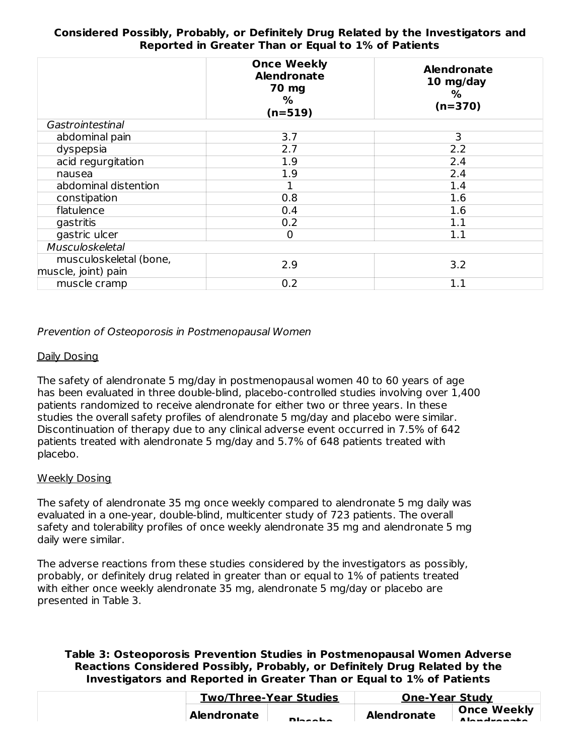**Considered Possibly, Probably, or Definitely Drug Related by the Investigators and Reported in Greater Than or Equal to 1% of Patients**

| | Once Weekly Alendronate 70 mg % (n=519) | Alendronate 10 mg/day % (n=370) |
|---|---|---|
| *Gastrointestinal* | | |
| abdominal pain | 3.7 | 3 |
| dyspepsia | 2.7 | 2.2 |
| acid regurgitation | 1.9 | 2.4 |
| nausea | 1.9 | 2.4 |
| abdominal distention | 1 | 1.4 |
| constipation | 0.8 | 1.6 |
| flatulence | 0.4 | 1.6 |
| gastritis | 0.2 | 1.1 |
| gastric ulcer | 0 | 1.1 |
| *Musculoskeletal* | | |
| musculoskeletal (bone, muscle, joint) pain | 2.9 | 3.2 |
| muscle cramp | 0.2 | 1.1 |

*Prevention of Osteoporosis in Postmenopausal Women*

Daily Dosing

The safety of alendronate 5 mg/day in postmenopausal women 40 to 60 years of age has been evaluated in three double-blind, placebo-controlled studies involving over 1,400 patients randomized to receive alendronate for either two or three years. In these studies the overall safety profiles of alendronate 5 mg/day and placebo were similar. Discontinuation of therapy due to any clinical adverse event occurred in 7.5% of 642 patients treated with alendronate 5 mg/day and 5.7% of 648 patients treated with placebo.

Weekly Dosing

The safety of alendronate 35 mg once weekly compared to alendronate 5 mg daily was evaluated in a one-year, double-blind, multicenter study of 723 patients. The overall safety and tolerability profiles of once weekly alendronate 35 mg and alendronate 5 mg daily were similar.

The adverse reactions from these studies considered by the investigators as possibly, probably, or definitely drug related in greater than or equal to 1% of patients treated with either once weekly alendronate 35 mg, alendronate 5 mg/day or placebo are presented in Table 3.

**Table 3: Osteoporosis Prevention Studies in Postmenopausal Women Adverse Reactions Considered Possibly, Probably, or Definitely Drug Related by the Investigators and Reported in Greater Than or Equal to 1% of Patients**

| | Two/Three-Year Studies | | One-Year Study | |
|---|---|---|---|---|
| | Alendronate | Placebo | Alendronate | Once Weekly Alendronate |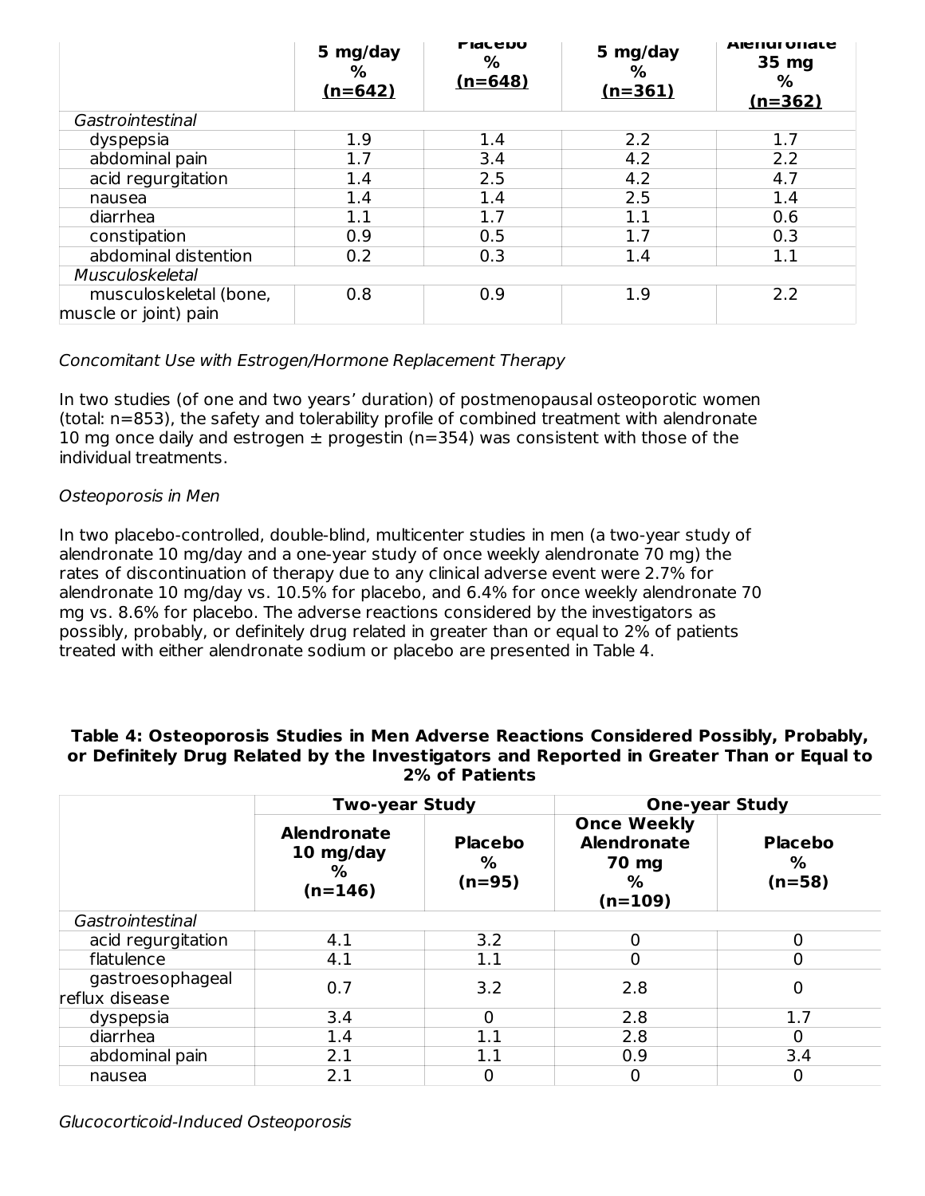| | 5 mg/day % (n=642) | Placebo % (n=648) | 5 mg/day % (n=361) | Alendronate 35 mg % (n=362) |
|---|---|---|---|---|
| *Gastrointestinal* | | | | |
| dyspepsia | 1.9 | 1.4 | 2.2 | 1.7 |
| abdominal pain | 1.7 | 3.4 | 4.2 | 2.2 |
| acid regurgitation | 1.4 | 2.5 | 4.2 | 4.7 |
| nausea | 1.4 | 1.4 | 2.5 | 1.4 |
| diarrhea | 1.1 | 1.7 | 1.1 | 0.6 |
| constipation | 0.9 | 0.5 | 1.7 | 0.3 |
| abdominal distention | 0.2 | 0.3 | 1.4 | 1.1 |
| *Musculoskeletal* | | | | |
| musculoskeletal (bone, muscle or joint) pain | 0.8 | 0.9 | 1.9 | 2.2 |

*Concomitant Use with Estrogen/Hormone Replacement Therapy*

In two studies (of one and two years' duration) of postmenopausal osteoporotic women (total: n=853), the safety and tolerability profile of combined treatment with alendronate 10 mg once daily and estrogen ± progestin (n=354) was consistent with those of the individual treatments.

*Osteoporosis in Men*

In two placebo-controlled, double-blind, multicenter studies in men (a two-year study of alendronate 10 mg/day and a one-year study of once weekly alendronate 70 mg) the rates of discontinuation of therapy due to any clinical adverse event were 2.7% for alendronate 10 mg/day vs. 10.5% for placebo, and 6.4% for once weekly alendronate 70 mg vs. 8.6% for placebo. The adverse reactions considered by the investigators as possibly, probably, or definitely drug related in greater than or equal to 2% of patients treated with either alendronate sodium or placebo are presented in Table 4.

**Table 4: Osteoporosis Studies in Men Adverse Reactions Considered Possibly, Probably, or Definitely Drug Related by the Investigators and Reported in Greater Than or Equal to 2% of Patients**

| | Two-year Study | | One-year Study | |
|---|---|---|---|---|
| | Alendronate 10 mg/day % (n=146) | Placebo % (n=95) | Once Weekly Alendronate 70 mg % (n=109) | Placebo % (n=58) |
| *Gastrointestinal* | | | | |
| acid regurgitation | 4.1 | 3.2 | 0 | 0 |
| flatulence | 4.1 | 1.1 | 0 | 0 |
| gastroesophageal reflux disease | 0.7 | 3.2 | 2.8 | 0 |
| dyspepsia | 3.4 | 0 | 2.8 | 1.7 |
| diarrhea | 1.4 | 1.1 | 2.8 | 0 |
| abdominal pain | 2.1 | 1.1 | 0.9 | 3.4 |
| nausea | 2.1 | 0 | 0 | 0 |

*Glucocorticoid-Induced Osteoporosis*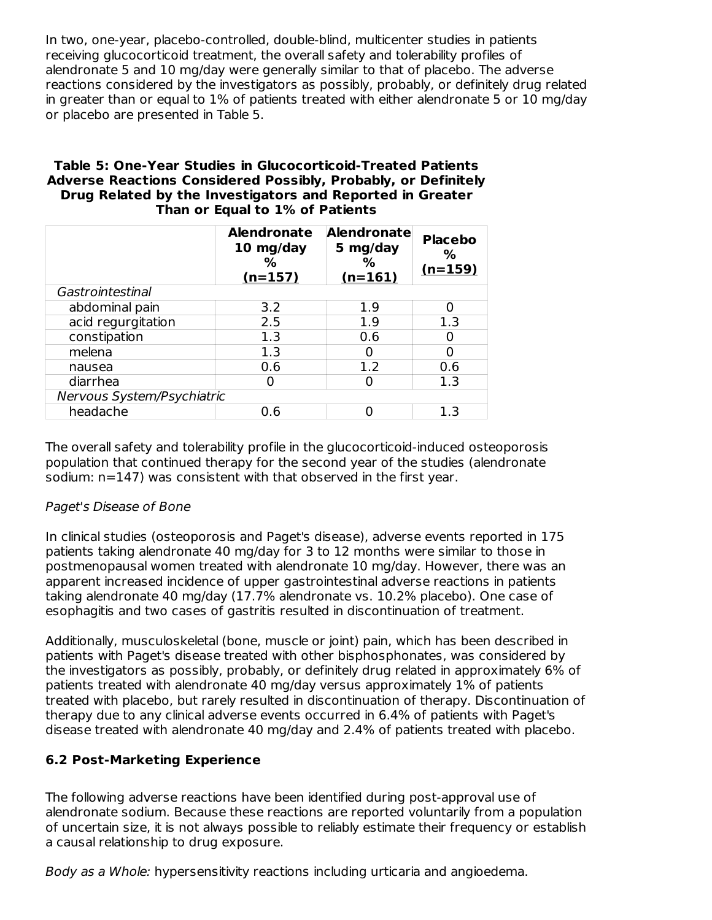In two, one-year, placebo-controlled, double-blind, multicenter studies in patients receiving glucocorticoid treatment, the overall safety and tolerability profiles of alendronate 5 and 10 mg/day were generally similar to that of placebo. The adverse reactions considered by the investigators as possibly, probably, or definitely drug related in greater than or equal to 1% of patients treated with either alendronate 5 or 10 mg/day or placebo are presented in Table 5.

**Table 5: One-Year Studies in Glucocorticoid-Treated Patients Adverse Reactions Considered Possibly, Probably, or Definitely Drug Related by the Investigators and Reported in Greater Than or Equal to 1% of Patients**

| | Alendronate 10 mg/day % (n=157) | Alendronate 5 mg/day % (n=161) | Placebo % (n=159) |
|---|---|---|---|
| *Gastrointestinal* | | | |
| abdominal pain | 3.2 | 1.9 | 0 |
| acid regurgitation | 2.5 | 1.9 | 1.3 |
| constipation | 1.3 | 0.6 | 0 |
| melena | 1.3 | 0 | 0 |
| nausea | 0.6 | 1.2 | 0.6 |
| diarrhea | 0 | 0 | 1.3 |
| *Nervous System/Psychiatric* | | | |
| headache | 0.6 | 0 | 1.3 |

The overall safety and tolerability profile in the glucocorticoid-induced osteoporosis population that continued therapy for the second year of the studies (alendronate sodium: n=147) was consistent with that observed in the first year.

*Paget's Disease of Bone*

In clinical studies (osteoporosis and Paget's disease), adverse events reported in 175 patients taking alendronate 40 mg/day for 3 to 12 months were similar to those in postmenopausal women treated with alendronate 10 mg/day. However, there was an apparent increased incidence of upper gastrointestinal adverse reactions in patients taking alendronate 40 mg/day (17.7% alendronate vs. 10.2% placebo). One case of esophagitis and two cases of gastritis resulted in discontinuation of treatment.

Additionally, musculoskeletal (bone, muscle or joint) pain, which has been described in patients with Paget's disease treated with other bisphosphonates, was considered by the investigators as possibly, probably, or definitely drug related in approximately 6% of patients treated with alendronate 40 mg/day versus approximately 1% of patients treated with placebo, but rarely resulted in discontinuation of therapy. Discontinuation of therapy due to any clinical adverse events occurred in 6.4% of patients with Paget's disease treated with alendronate 40 mg/day and 2.4% of patients treated with placebo.

### 6.2 Post-Marketing Experience

The following adverse reactions have been identified during post-approval use of alendronate sodium. Because these reactions are reported voluntarily from a population of uncertain size, it is not always possible to reliably estimate their frequency or establish a causal relationship to drug exposure.

*Body as a Whole:* hypersensitivity reactions including urticaria and angioedema.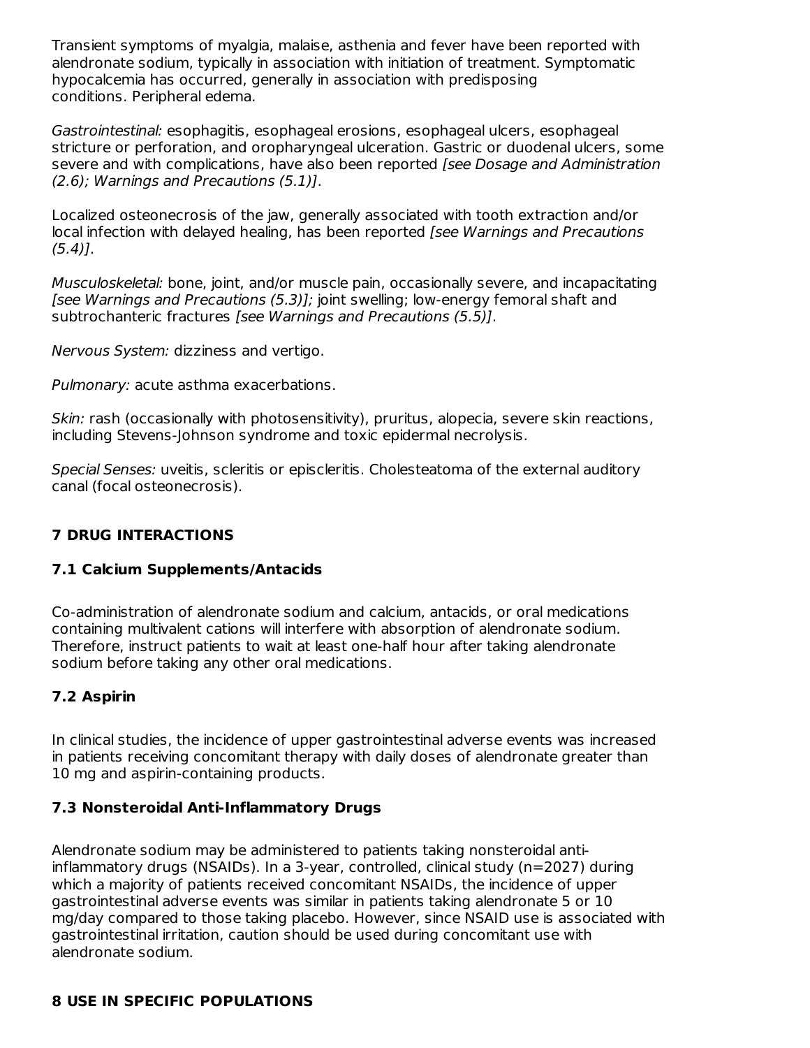Transient symptoms of myalgia, malaise, asthenia and fever have been reported with alendronate sodium, typically in association with initiation of treatment. Symptomatic hypocalcemia has occurred, generally in association with predisposing conditions. Peripheral edema.

*Gastrointestinal:* esophagitis, esophageal erosions, esophageal ulcers, esophageal stricture or perforation, and oropharyngeal ulceration. Gastric or duodenal ulcers, some severe and with complications, have also been reported *[see Dosage and Administration (2.6); Warnings and Precautions (5.1)]*.

Localized osteonecrosis of the jaw, generally associated with tooth extraction and/or local infection with delayed healing, has been reported *[see Warnings and Precautions (5.4)]*.

*Musculoskeletal:* bone, joint, and/or muscle pain, occasionally severe, and incapacitating *[see Warnings and Precautions (5.3)];* joint swelling; low-energy femoral shaft and subtrochanteric fractures *[see Warnings and Precautions (5.5)]*.

*Nervous System:* dizziness and vertigo.

*Pulmonary:* acute asthma exacerbations.

*Skin:* rash (occasionally with photosensitivity), pruritus, alopecia, severe skin reactions, including Stevens-Johnson syndrome and toxic epidermal necrolysis.

*Special Senses:* uveitis, scleritis or episcleritis. Cholesteatoma of the external auditory canal (focal osteonecrosis).

## 7 DRUG INTERACTIONS

### 7.1 Calcium Supplements/Antacids

Co-administration of alendronate sodium and calcium, antacids, or oral medications containing multivalent cations will interfere with absorption of alendronate sodium. Therefore, instruct patients to wait at least one-half hour after taking alendronate sodium before taking any other oral medications.

### 7.2 Aspirin

In clinical studies, the incidence of upper gastrointestinal adverse events was increased in patients receiving concomitant therapy with daily doses of alendronate greater than 10 mg and aspirin-containing products.

### 7.3 Nonsteroidal Anti-Inflammatory Drugs

Alendronate sodium may be administered to patients taking nonsteroidal anti-inflammatory drugs (NSAIDs). In a 3-year, controlled, clinical study (n=2027) during which a majority of patients received concomitant NSAIDs, the incidence of upper gastrointestinal adverse events was similar in patients taking alendronate 5 or 10 mg/day compared to those taking placebo. However, since NSAID use is associated with gastrointestinal irritation, caution should be used during concomitant use with alendronate sodium.

## 8 USE IN SPECIFIC POPULATIONS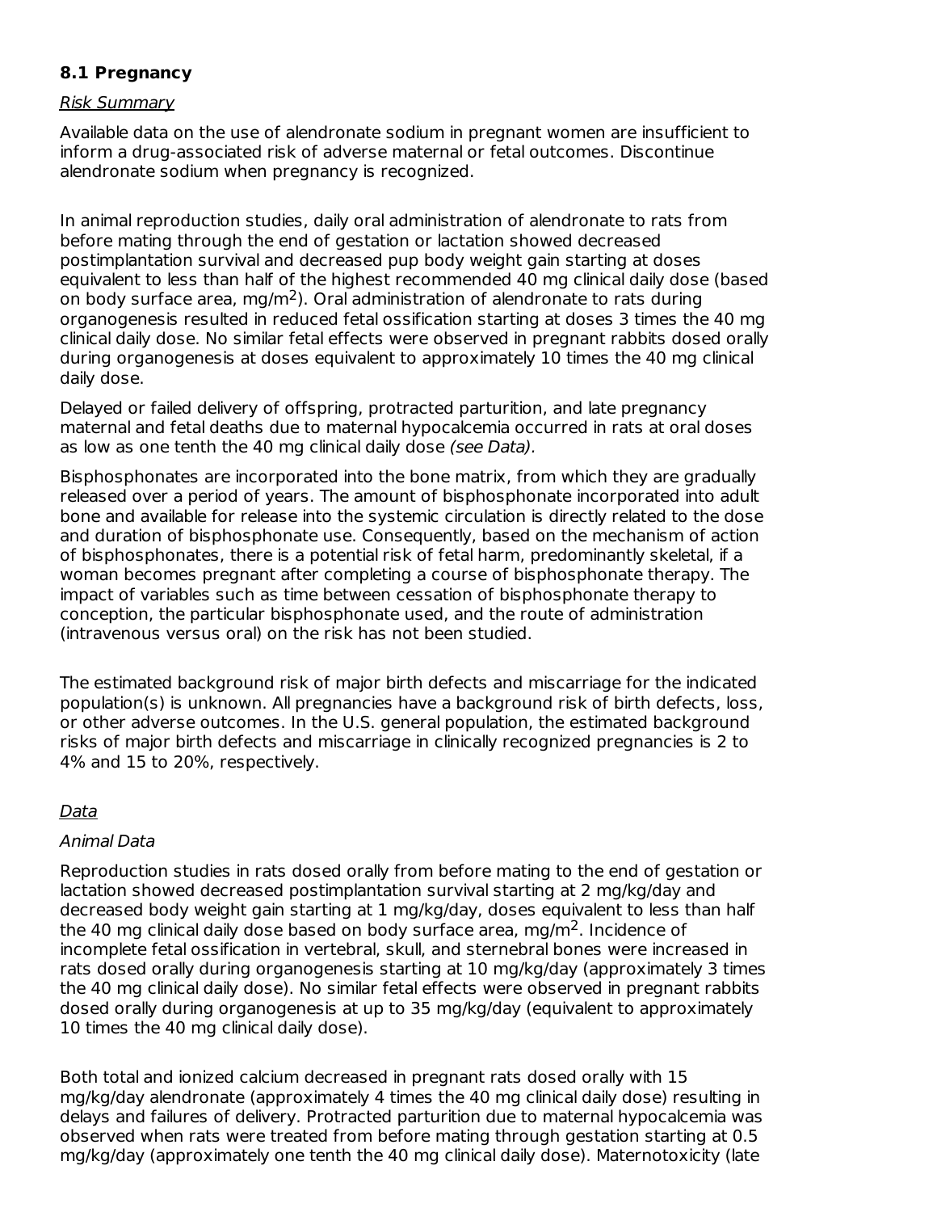### 8.1 Pregnancy

*Risk Summary*

Available data on the use of alendronate sodium in pregnant women are insufficient to inform a drug-associated risk of adverse maternal or fetal outcomes. Discontinue alendronate sodium when pregnancy is recognized.

In animal reproduction studies, daily oral administration of alendronate to rats from before mating through the end of gestation or lactation showed decreased postimplantation survival and decreased pup body weight gain starting at doses equivalent to less than half of the highest recommended 40 mg clinical daily dose (based on body surface area, $mg/m^2$). Oral administration of alendronate to rats during organogenesis resulted in reduced fetal ossification starting at doses 3 times the 40 mg clinical daily dose. No similar fetal effects were observed in pregnant rabbits dosed orally during organogenesis at doses equivalent to approximately 10 times the 40 mg clinical daily dose.

Delayed or failed delivery of offspring, protracted parturition, and late pregnancy maternal and fetal deaths due to maternal hypocalcemia occurred in rats at oral doses as low as one tenth the 40 mg clinical daily dose *(see Data).*

Bisphosphonates are incorporated into the bone matrix, from which they are gradually released over a period of years. The amount of bisphosphonate incorporated into adult bone and available for release into the systemic circulation is directly related to the dose and duration of bisphosphonate use. Consequently, based on the mechanism of action of bisphosphonates, there is a potential risk of fetal harm, predominantly skeletal, if a woman becomes pregnant after completing a course of bisphosphonate therapy. The impact of variables such as time between cessation of bisphosphonate therapy to conception, the particular bisphosphonate used, and the route of administration (intravenous versus oral) on the risk has not been studied.

The estimated background risk of major birth defects and miscarriage for the indicated population(s) is unknown. All pregnancies have a background risk of birth defects, loss, or other adverse outcomes. In the U.S. general population, the estimated background risks of major birth defects and miscarriage in clinically recognized pregnancies is 2 to 4% and 15 to 20%, respectively.

*Data*

*Animal Data*

Reproduction studies in rats dosed orally from before mating to the end of gestation or lactation showed decreased postimplantation survival starting at 2 mg/kg/day and decreased body weight gain starting at 1 mg/kg/day, doses equivalent to less than half the 40 mg clinical daily dose based on body surface area, $mg/m^2$. Incidence of incomplete fetal ossification in vertebral, skull, and sternebral bones were increased in rats dosed orally during organogenesis starting at 10 mg/kg/day (approximately 3 times the 40 mg clinical daily dose). No similar fetal effects were observed in pregnant rabbits dosed orally during organogenesis at up to 35 mg/kg/day (equivalent to approximately 10 times the 40 mg clinical daily dose).

Both total and ionized calcium decreased in pregnant rats dosed orally with 15 mg/kg/day alendronate (approximately 4 times the 40 mg clinical daily dose) resulting in delays and failures of delivery. Protracted parturition due to maternal hypocalcemia was observed when rats were treated from before mating through gestation starting at 0.5 mg/kg/day (approximately one tenth the 40 mg clinical daily dose). Maternotoxicity (late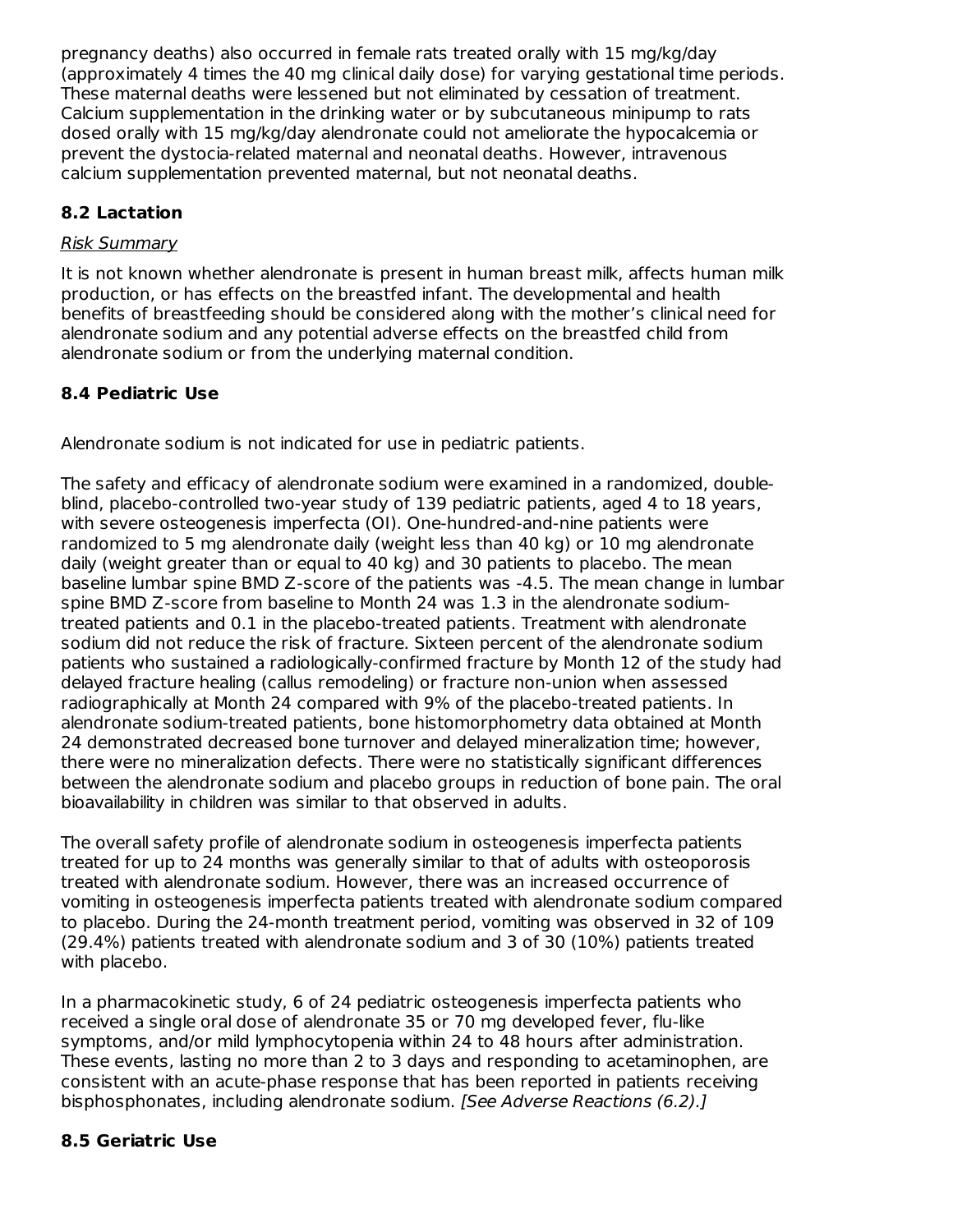pregnancy deaths) also occurred in female rats treated orally with 15 mg/kg/day (approximately 4 times the 40 mg clinical daily dose) for varying gestational time periods. These maternal deaths were lessened but not eliminated by cessation of treatment. Calcium supplementation in the drinking water or by subcutaneous minipump to rats dosed orally with 15 mg/kg/day alendronate could not ameliorate the hypocalcemia or prevent the dystocia-related maternal and neonatal deaths. However, intravenous calcium supplementation prevented maternal, but not neonatal deaths.

### 8.2 Lactation

*Risk Summary*

It is not known whether alendronate is present in human breast milk, affects human milk production, or has effects on the breastfed infant. The developmental and health benefits of breastfeeding should be considered along with the mother's clinical need for alendronate sodium and any potential adverse effects on the breastfed child from alendronate sodium or from the underlying maternal condition.

### 8.4 Pediatric Use

Alendronate sodium is not indicated for use in pediatric patients.

The safety and efficacy of alendronate sodium were examined in a randomized, double-blind, placebo-controlled two-year study of 139 pediatric patients, aged 4 to 18 years, with severe osteogenesis imperfecta (OI). One-hundred-and-nine patients were randomized to 5 mg alendronate daily (weight less than 40 kg) or 10 mg alendronate daily (weight greater than or equal to 40 kg) and 30 patients to placebo. The mean baseline lumbar spine BMD Z-score of the patients was -4.5. The mean change in lumbar spine BMD Z-score from baseline to Month 24 was 1.3 in the alendronate sodium-treated patients and 0.1 in the placebo-treated patients. Treatment with alendronate sodium did not reduce the risk of fracture. Sixteen percent of the alendronate sodium patients who sustained a radiologically-confirmed fracture by Month 12 of the study had delayed fracture healing (callus remodeling) or fracture non-union when assessed radiographically at Month 24 compared with 9% of the placebo-treated patients. In alendronate sodium-treated patients, bone histomorphometry data obtained at Month 24 demonstrated decreased bone turnover and delayed mineralization time; however, there were no mineralization defects. There were no statistically significant differences between the alendronate sodium and placebo groups in reduction of bone pain. The oral bioavailability in children was similar to that observed in adults.

The overall safety profile of alendronate sodium in osteogenesis imperfecta patients treated for up to 24 months was generally similar to that of adults with osteoporosis treated with alendronate sodium. However, there was an increased occurrence of vomiting in osteogenesis imperfecta patients treated with alendronate sodium compared to placebo. During the 24-month treatment period, vomiting was observed in 32 of 109 (29.4%) patients treated with alendronate sodium and 3 of 30 (10%) patients treated with placebo.

In a pharmacokinetic study, 6 of 24 pediatric osteogenesis imperfecta patients who received a single oral dose of alendronate 35 or 70 mg developed fever, flu-like symptoms, and/or mild lymphocytopenia within 24 to 48 hours after administration. These events, lasting no more than 2 to 3 days and responding to acetaminophen, are consistent with an acute-phase response that has been reported in patients receiving bisphosphonates, including alendronate sodium. *[See Adverse Reactions (6.2).]*

### 8.5 Geriatric Use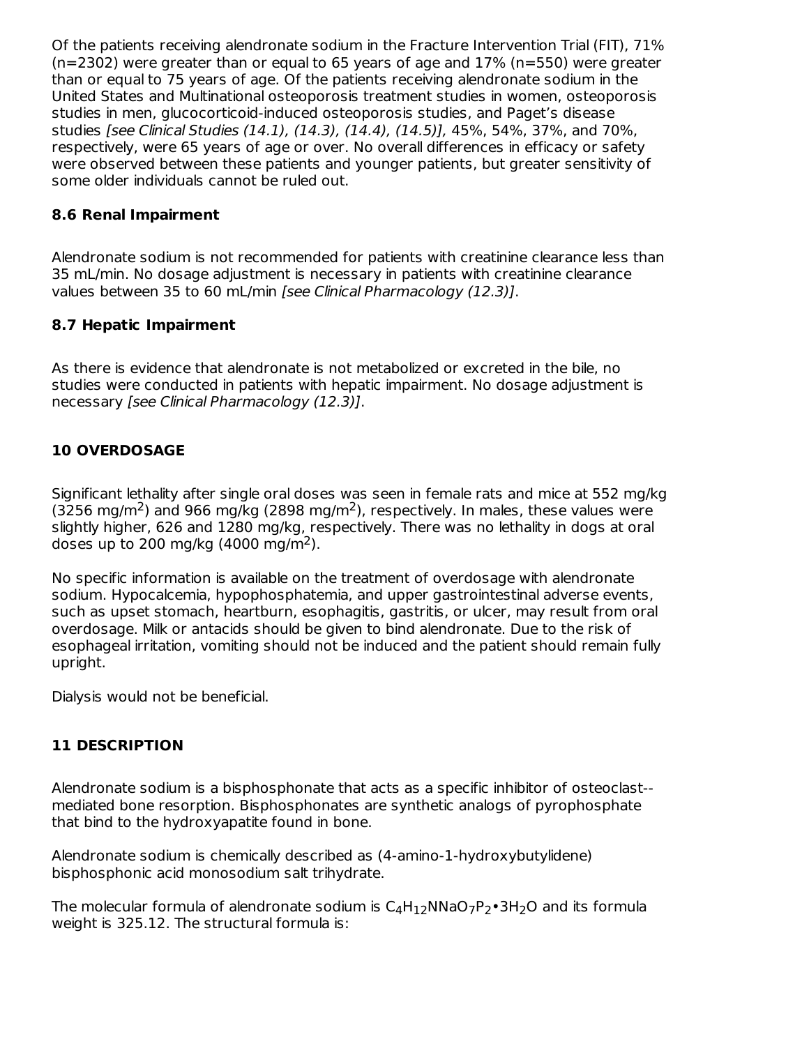Of the patients receiving alendronate sodium in the Fracture Intervention Trial (FIT), 71% (n=2302) were greater than or equal to 65 years of age and 17% (n=550) were greater than or equal to 75 years of age. Of the patients receiving alendronate sodium in the United States and Multinational osteoporosis treatment studies in women, osteoporosis studies in men, glucocorticoid-induced osteoporosis studies, and Paget's disease studies *[see Clinical Studies (14.1), (14.3), (14.4), (14.5)]*, 45%, 54%, 37%, and 70%, respectively, were 65 years of age or over. No overall differences in efficacy or safety were observed between these patients and younger patients, but greater sensitivity of some older individuals cannot be ruled out.

### 8.6 Renal Impairment

Alendronate sodium is not recommended for patients with creatinine clearance less than 35 mL/min. No dosage adjustment is necessary in patients with creatinine clearance values between 35 to 60 mL/min *[see Clinical Pharmacology (12.3)]*.

### 8.7 Hepatic Impairment

As there is evidence that alendronate is not metabolized or excreted in the bile, no studies were conducted in patients with hepatic impairment. No dosage adjustment is necessary *[see Clinical Pharmacology (12.3)]*.

## 10 OVERDOSAGE

Significant lethality after single oral doses was seen in female rats and mice at 552 mg/kg (3256 $mg/m^2$) and 966 mg/kg (2898 $mg/m^2$), respectively. In males, these values were slightly higher, 626 and 1280 mg/kg, respectively. There was no lethality in dogs at oral doses up to 200 mg/kg (4000 $mg/m^2$).

No specific information is available on the treatment of overdosage with alendronate sodium. Hypocalcemia, hypophosphatemia, and upper gastrointestinal adverse events, such as upset stomach, heartburn, esophagitis, gastritis, or ulcer, may result from oral overdosage. Milk or antacids should be given to bind alendronate. Due to the risk of esophageal irritation, vomiting should not be induced and the patient should remain fully upright.

Dialysis would not be beneficial.

## 11 DESCRIPTION

Alendronate sodium is a bisphosphonate that acts as a specific inhibitor of osteoclast--mediated bone resorption. Bisphosphonates are synthetic analogs of pyrophosphate that bind to the hydroxyapatite found in bone.

Alendronate sodium is chemically described as (4-amino-1-hydroxybutylidene) bisphosphonic acid monosodium salt trihydrate.

The molecular formula of alendronate sodium is $C_4H_{12}NNaO_7P_2{\bullet}3H_2O$ and its formula weight is 325.12. The structural formula is: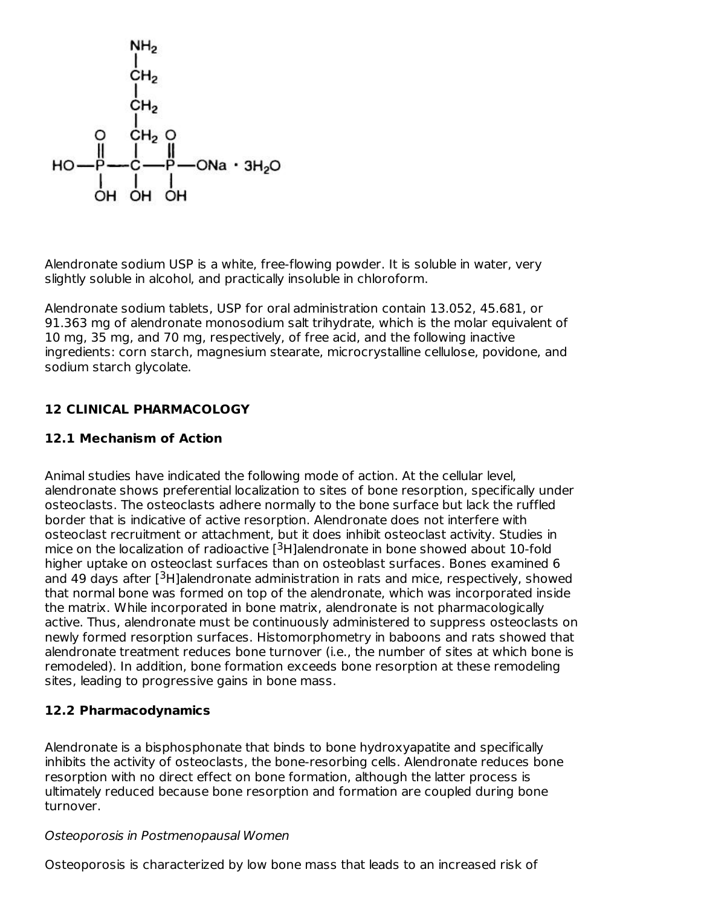Alendronate sodium USP is a white, free-flowing powder. It is soluble in water, very slightly soluble in alcohol, and practically insoluble in chloroform.

Alendronate sodium tablets, USP for oral administration contain 13.052, 45.681, or 91.363 mg of alendronate monosodium salt trihydrate, which is the molar equivalent of 10 mg, 35 mg, and 70 mg, respectively, of free acid, and the following inactive ingredients: corn starch, magnesium stearate, microcrystalline cellulose, povidone, and sodium starch glycolate.

## 12 CLINICAL PHARMACOLOGY

### 12.1 Mechanism of Action

Animal studies have indicated the following mode of action. At the cellular level, alendronate shows preferential localization to sites of bone resorption, specifically under osteoclasts. The osteoclasts adhere normally to the bone surface but lack the ruffled border that is indicative of active resorption. Alendronate does not interfere with osteoclast recruitment or attachment, but it does inhibit osteoclast activity. Studies in mice on the localization of radioactive [$^3$H]alendronate in bone showed about 10-fold higher uptake on osteoclast surfaces than on osteoblast surfaces. Bones examined 6 and 49 days after [$^3$H]alendronate administration in rats and mice, respectively, showed that normal bone was formed on top of the alendronate, which was incorporated inside the matrix. While incorporated in bone matrix, alendronate is not pharmacologically active. Thus, alendronate must be continuously administered to suppress osteoclasts on newly formed resorption surfaces. Histomorphometry in baboons and rats showed that alendronate treatment reduces bone turnover (i.e., the number of sites at which bone is remodeled). In addition, bone formation exceeds bone resorption at these remodeling sites, leading to progressive gains in bone mass.

### 12.2 Pharmacodynamics

Alendronate is a bisphosphonate that binds to bone hydroxyapatite and specifically inhibits the activity of osteoclasts, the bone-resorbing cells. Alendronate reduces bone resorption with no direct effect on bone formation, although the latter process is ultimately reduced because bone resorption and formation are coupled during bone turnover.

*Osteoporosis in Postmenopausal Women*

Osteoporosis is characterized by low bone mass that leads to an increased risk of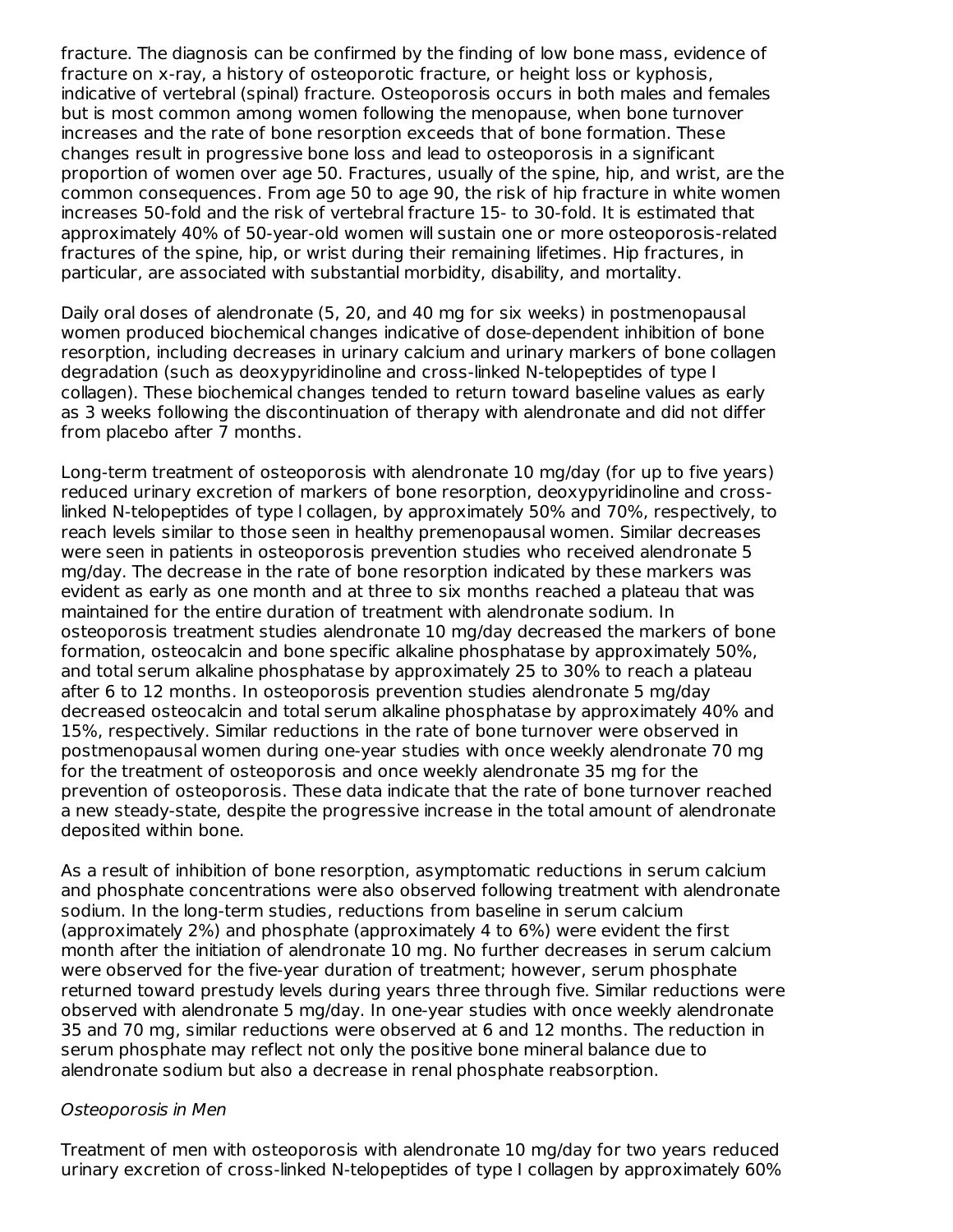fracture. The diagnosis can be confirmed by the finding of low bone mass, evidence of fracture on x-ray, a history of osteoporotic fracture, or height loss or kyphosis, indicative of vertebral (spinal) fracture. Osteoporosis occurs in both males and females but is most common among women following the menopause, when bone turnover increases and the rate of bone resorption exceeds that of bone formation. These changes result in progressive bone loss and lead to osteoporosis in a significant proportion of women over age 50. Fractures, usually of the spine, hip, and wrist, are the common consequences. From age 50 to age 90, the risk of hip fracture in white women increases 50-fold and the risk of vertebral fracture 15- to 30-fold. It is estimated that approximately 40% of 50-year-old women will sustain one or more osteoporosis-related fractures of the spine, hip, or wrist during their remaining lifetimes. Hip fractures, in particular, are associated with substantial morbidity, disability, and mortality.

Daily oral doses of alendronate (5, 20, and 40 mg for six weeks) in postmenopausal women produced biochemical changes indicative of dose-dependent inhibition of bone resorption, including decreases in urinary calcium and urinary markers of bone collagen degradation (such as deoxypyridinoline and cross-linked N-telopeptides of type I collagen). These biochemical changes tended to return toward baseline values as early as 3 weeks following the discontinuation of therapy with alendronate and did not differ from placebo after 7 months.

Long-term treatment of osteoporosis with alendronate 10 mg/day (for up to five years) reduced urinary excretion of markers of bone resorption, deoxypyridinoline and cross-linked N-telopeptides of type I collagen, by approximately 50% and 70%, respectively, to reach levels similar to those seen in healthy premenopausal women. Similar decreases were seen in patients in osteoporosis prevention studies who received alendronate 5 mg/day. The decrease in the rate of bone resorption indicated by these markers was evident as early as one month and at three to six months reached a plateau that was maintained for the entire duration of treatment with alendronate sodium. In osteoporosis treatment studies alendronate 10 mg/day decreased the markers of bone formation, osteocalcin and bone specific alkaline phosphatase by approximately 50%, and total serum alkaline phosphatase by approximately 25 to 30% to reach a plateau after 6 to 12 months. In osteoporosis prevention studies alendronate 5 mg/day decreased osteocalcin and total serum alkaline phosphatase by approximately 40% and 15%, respectively. Similar reductions in the rate of bone turnover were observed in postmenopausal women during one-year studies with once weekly alendronate 70 mg for the treatment of osteoporosis and once weekly alendronate 35 mg for the prevention of osteoporosis. These data indicate that the rate of bone turnover reached a new steady-state, despite the progressive increase in the total amount of alendronate deposited within bone.

As a result of inhibition of bone resorption, asymptomatic reductions in serum calcium and phosphate concentrations were also observed following treatment with alendronate sodium. In the long-term studies, reductions from baseline in serum calcium (approximately 2%) and phosphate (approximately 4 to 6%) were evident the first month after the initiation of alendronate 10 mg. No further decreases in serum calcium were observed for the five-year duration of treatment; however, serum phosphate returned toward prestudy levels during years three through five. Similar reductions were observed with alendronate 5 mg/day. In one-year studies with once weekly alendronate 35 and 70 mg, similar reductions were observed at 6 and 12 months. The reduction in serum phosphate may reflect not only the positive bone mineral balance due to alendronate sodium but also a decrease in renal phosphate reabsorption.

*Osteoporosis in Men*

Treatment of men with osteoporosis with alendronate 10 mg/day for two years reduced urinary excretion of cross-linked N-telopeptides of type I collagen by approximately 60%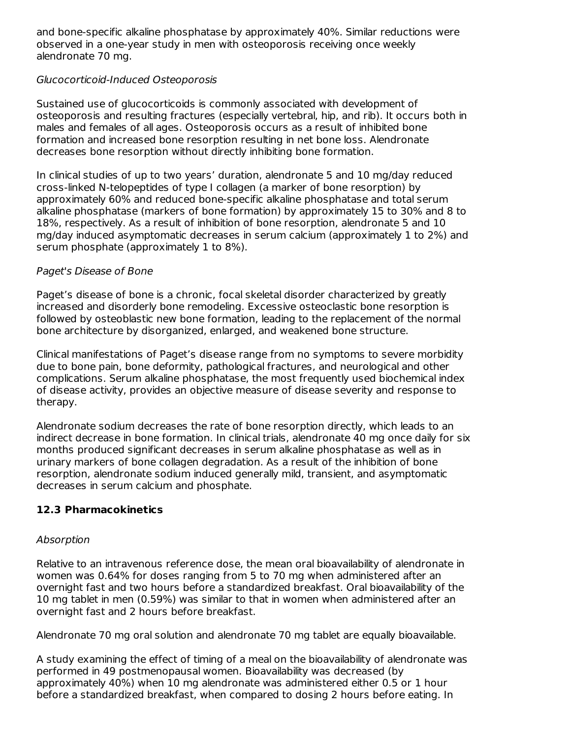and bone-specific alkaline phosphatase by approximately 40%. Similar reductions were observed in a one-year study in men with osteoporosis receiving once weekly alendronate 70 mg.

*Glucocorticoid-Induced Osteoporosis*

Sustained use of glucocorticoids is commonly associated with development of osteoporosis and resulting fractures (especially vertebral, hip, and rib). It occurs both in males and females of all ages. Osteoporosis occurs as a result of inhibited bone formation and increased bone resorption resulting in net bone loss. Alendronate decreases bone resorption without directly inhibiting bone formation.

In clinical studies of up to two years' duration, alendronate 5 and 10 mg/day reduced cross-linked N-telopeptides of type I collagen (a marker of bone resorption) by approximately 60% and reduced bone-specific alkaline phosphatase and total serum alkaline phosphatase (markers of bone formation) by approximately 15 to 30% and 8 to 18%, respectively. As a result of inhibition of bone resorption, alendronate 5 and 10 mg/day induced asymptomatic decreases in serum calcium (approximately 1 to 2%) and serum phosphate (approximately 1 to 8%).

*Paget's Disease of Bone*

Paget's disease of bone is a chronic, focal skeletal disorder characterized by greatly increased and disorderly bone remodeling. Excessive osteoclastic bone resorption is followed by osteoblastic new bone formation, leading to the replacement of the normal bone architecture by disorganized, enlarged, and weakened bone structure.

Clinical manifestations of Paget's disease range from no symptoms to severe morbidity due to bone pain, bone deformity, pathological fractures, and neurological and other complications. Serum alkaline phosphatase, the most frequently used biochemical index of disease activity, provides an objective measure of disease severity and response to therapy.

Alendronate sodium decreases the rate of bone resorption directly, which leads to an indirect decrease in bone formation. In clinical trials, alendronate 40 mg once daily for six months produced significant decreases in serum alkaline phosphatase as well as in urinary markers of bone collagen degradation. As a result of the inhibition of bone resorption, alendronate sodium induced generally mild, transient, and asymptomatic decreases in serum calcium and phosphate.

### 12.3 Pharmacokinetics

*Absorption*

Relative to an intravenous reference dose, the mean oral bioavailability of alendronate in women was 0.64% for doses ranging from 5 to 70 mg when administered after an overnight fast and two hours before a standardized breakfast. Oral bioavailability of the 10 mg tablet in men (0.59%) was similar to that in women when administered after an overnight fast and 2 hours before breakfast.

Alendronate 70 mg oral solution and alendronate 70 mg tablet are equally bioavailable.

A study examining the effect of timing of a meal on the bioavailability of alendronate was performed in 49 postmenopausal women. Bioavailability was decreased (by approximately 40%) when 10 mg alendronate was administered either 0.5 or 1 hour before a standardized breakfast, when compared to dosing 2 hours before eating. In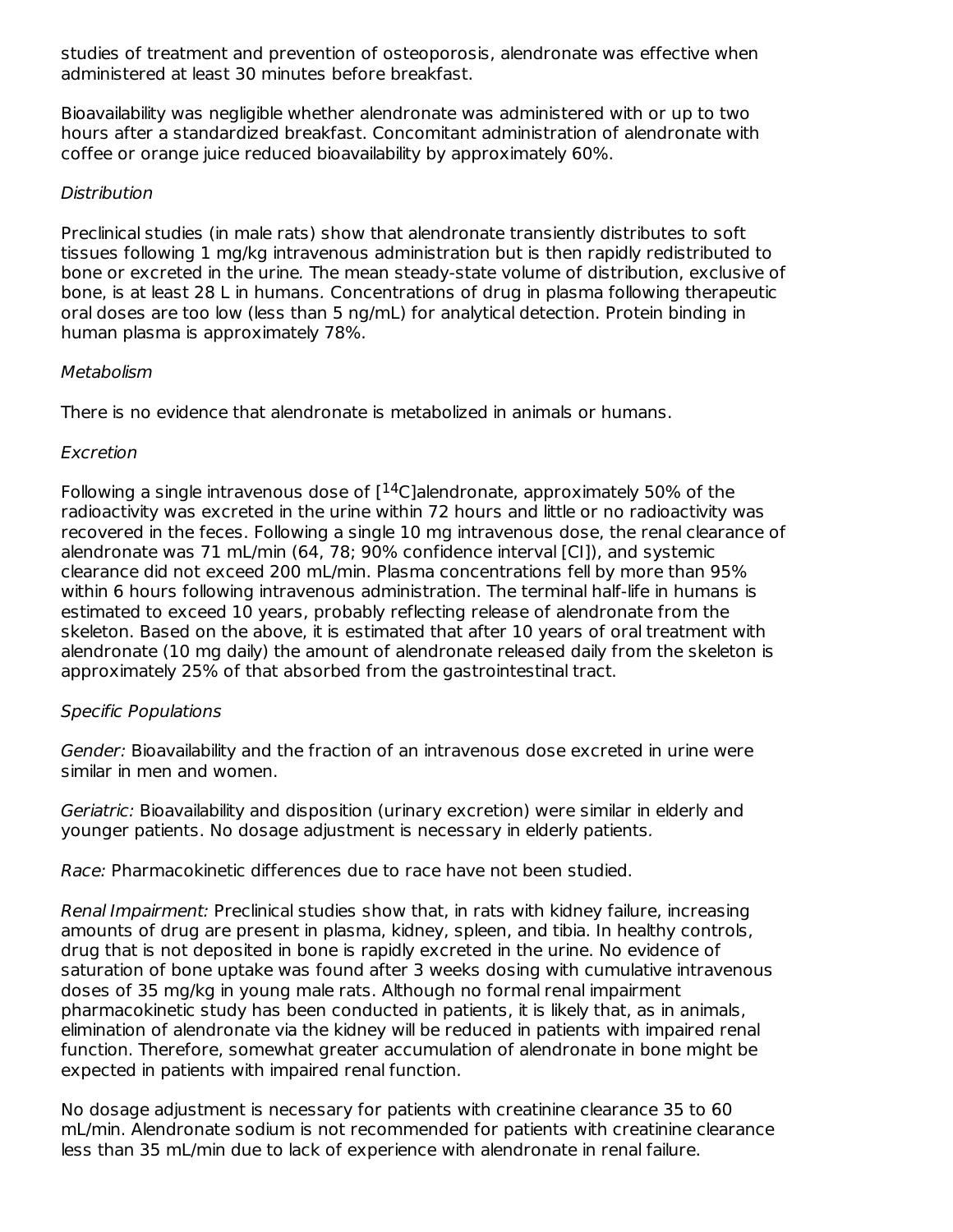studies of treatment and prevention of osteoporosis, alendronate was effective when administered at least 30 minutes before breakfast.

Bioavailability was negligible whether alendronate was administered with or up to two hours after a standardized breakfast. Concomitant administration of alendronate with coffee or orange juice reduced bioavailability by approximately 60%.

*Distribution*

Preclinical studies (in male rats) show that alendronate transiently distributes to soft tissues following 1 mg/kg intravenous administration but is then rapidly redistributed to bone or excreted in the urine. The mean steady-state volume of distribution, exclusive of bone, is at least 28 L in humans. Concentrations of drug in plasma following therapeutic oral doses are too low (less than 5 ng/mL) for analytical detection. Protein binding in human plasma is approximately 78%.

*Metabolism*

There is no evidence that alendronate is metabolized in animals or humans.

*Excretion*

Following a single intravenous dose of [$^{14}$C]alendronate, approximately 50% of the radioactivity was excreted in the urine within 72 hours and little or no radioactivity was recovered in the feces. Following a single 10 mg intravenous dose, the renal clearance of alendronate was 71 mL/min (64, 78; 90% confidence interval [CI]), and systemic clearance did not exceed 200 mL/min. Plasma concentrations fell by more than 95% within 6 hours following intravenous administration. The terminal half-life in humans is estimated to exceed 10 years, probably reflecting release of alendronate from the skeleton. Based on the above, it is estimated that after 10 years of oral treatment with alendronate (10 mg daily) the amount of alendronate released daily from the skeleton is approximately 25% of that absorbed from the gastrointestinal tract.

*Specific Populations*

*Gender:* Bioavailability and the fraction of an intravenous dose excreted in urine were similar in men and women.

*Geriatric:* Bioavailability and disposition (urinary excretion) were similar in elderly and younger patients. No dosage adjustment is necessary in elderly patients.

*Race:* Pharmacokinetic differences due to race have not been studied.

*Renal Impairment:* Preclinical studies show that, in rats with kidney failure, increasing amounts of drug are present in plasma, kidney, spleen, and tibia. In healthy controls, drug that is not deposited in bone is rapidly excreted in the urine. No evidence of saturation of bone uptake was found after 3 weeks dosing with cumulative intravenous doses of 35 mg/kg in young male rats. Although no formal renal impairment pharmacokinetic study has been conducted in patients, it is likely that, as in animals, elimination of alendronate via the kidney will be reduced in patients with impaired renal function. Therefore, somewhat greater accumulation of alendronate in bone might be expected in patients with impaired renal function.

No dosage adjustment is necessary for patients with creatinine clearance 35 to 60 mL/min. Alendronate sodium is not recommended for patients with creatinine clearance less than 35 mL/min due to lack of experience with alendronate in renal failure.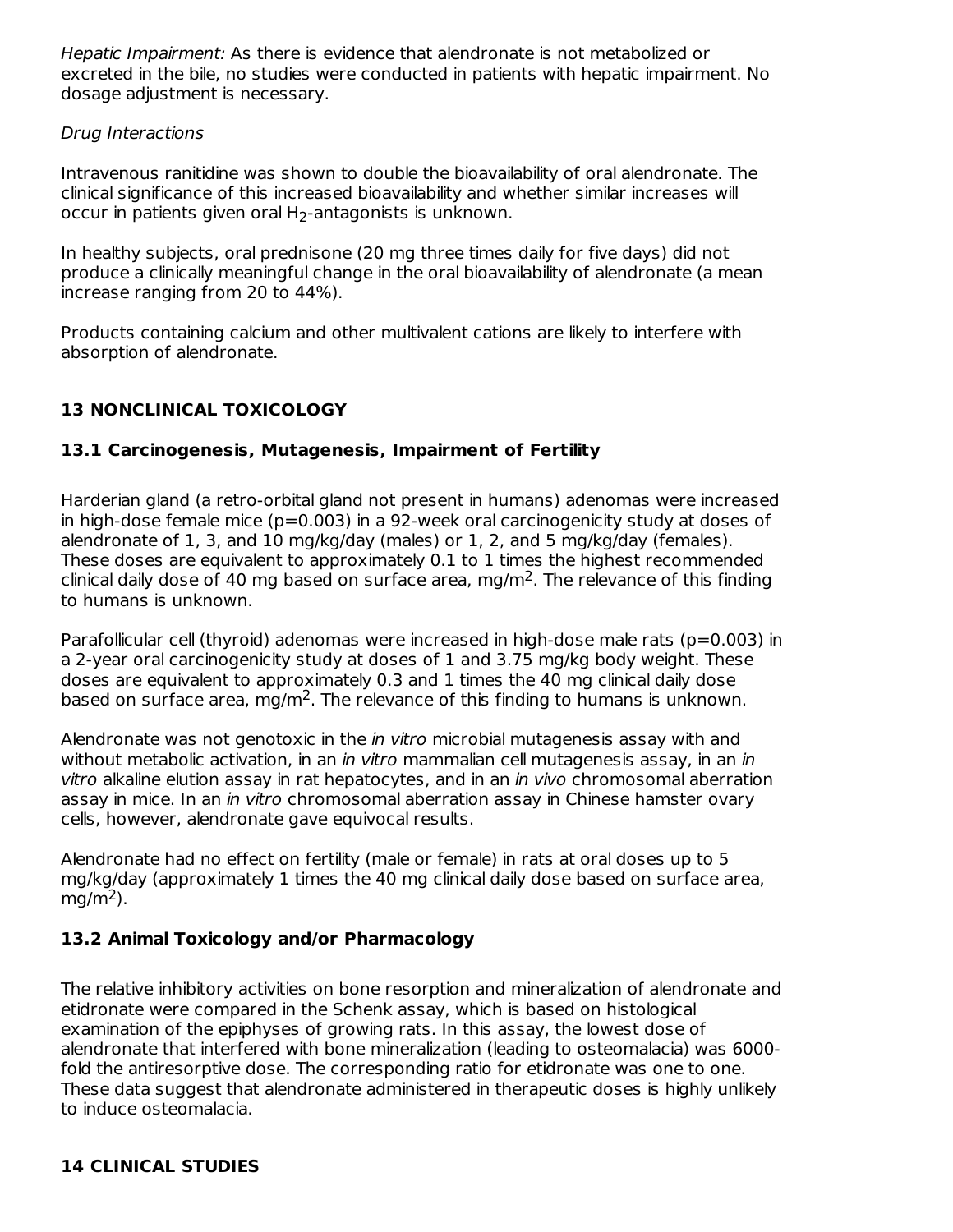*Hepatic Impairment:* As there is evidence that alendronate is not metabolized or excreted in the bile, no studies were conducted in patients with hepatic impairment. No dosage adjustment is necessary.

*Drug Interactions*

Intravenous ranitidine was shown to double the bioavailability of oral alendronate. The clinical significance of this increased bioavailability and whether similar increases will occur in patients given oral $H_2$-antagonists is unknown.

In healthy subjects, oral prednisone (20 mg three times daily for five days) did not produce a clinically meaningful change in the oral bioavailability of alendronate (a mean increase ranging from 20 to 44%).

Products containing calcium and other multivalent cations are likely to interfere with absorption of alendronate.

## 13 NONCLINICAL TOXICOLOGY

### 13.1 Carcinogenesis, Mutagenesis, Impairment of Fertility

Harderian gland (a retro-orbital gland not present in humans) adenomas were increased in high-dose female mice (p=0.003) in a 92-week oral carcinogenicity study at doses of alendronate of 1, 3, and 10 mg/kg/day (males) or 1, 2, and 5 mg/kg/day (females). These doses are equivalent to approximately 0.1 to 1 times the highest recommended clinical daily dose of 40 mg based on surface area, mg/m$^2$. The relevance of this finding to humans is unknown.

Parafollicular cell (thyroid) adenomas were increased in high-dose male rats (p=0.003) in a 2-year oral carcinogenicity study at doses of 1 and 3.75 mg/kg body weight. These doses are equivalent to approximately 0.3 and 1 times the 40 mg clinical daily dose based on surface area, mg/m$^2$. The relevance of this finding to humans is unknown.

Alendronate was not genotoxic in the *in vitro* microbial mutagenesis assay with and without metabolic activation, in an *in vitro* mammalian cell mutagenesis assay, in an *in vitro* alkaline elution assay in rat hepatocytes, and in an *in vivo* chromosomal aberration assay in mice. In an *in vitro* chromosomal aberration assay in Chinese hamster ovary cells, however, alendronate gave equivocal results.

Alendronate had no effect on fertility (male or female) in rats at oral doses up to 5 mg/kg/day (approximately 1 times the 40 mg clinical daily dose based on surface area, mg/m$^2$).

### 13.2 Animal Toxicology and/or Pharmacology

The relative inhibitory activities on bone resorption and mineralization of alendronate and etidronate were compared in the Schenk assay, which is based on histological examination of the epiphyses of growing rats. In this assay, the lowest dose of alendronate that interfered with bone mineralization (leading to osteomalacia) was 6000-fold the antiresorptive dose. The corresponding ratio for etidronate was one to one. These data suggest that alendronate administered in therapeutic doses is highly unlikely to induce osteomalacia.

## 14 CLINICAL STUDIES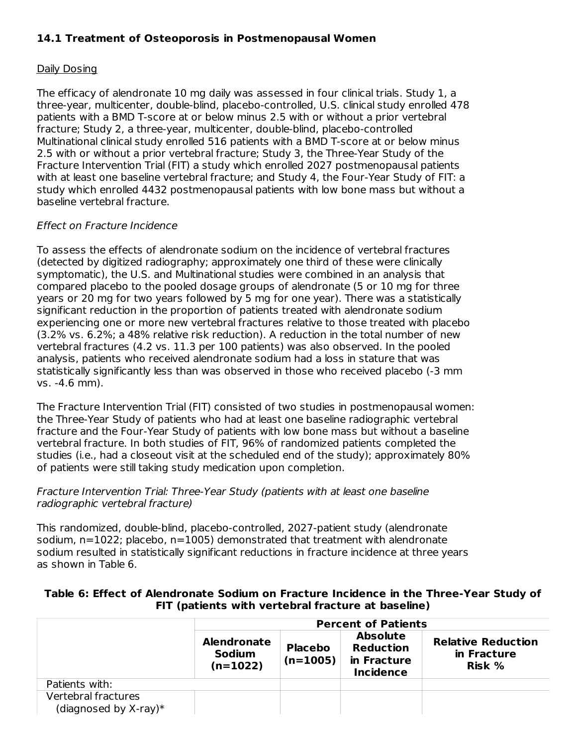### 14.1 Treatment of Osteoporosis in Postmenopausal Women

Daily Dosing

The efficacy of alendronate 10 mg daily was assessed in four clinical trials. Study 1, a three-year, multicenter, double-blind, placebo-controlled, U.S. clinical study enrolled 478 patients with a BMD T-score at or below minus 2.5 with or without a prior vertebral fracture; Study 2, a three-year, multicenter, double-blind, placebo-controlled Multinational clinical study enrolled 516 patients with a BMD T-score at or below minus 2.5 with or without a prior vertebral fracture; Study 3, the Three-Year Study of the Fracture Intervention Trial (FIT) a study which enrolled 2027 postmenopausal patients with at least one baseline vertebral fracture; and Study 4, the Four-Year Study of FIT: a study which enrolled 4432 postmenopausal patients with low bone mass but without a baseline vertebral fracture.

*Effect on Fracture Incidence*

To assess the effects of alendronate sodium on the incidence of vertebral fractures (detected by digitized radiography; approximately one third of these were clinically symptomatic), the U.S. and Multinational studies were combined in an analysis that compared placebo to the pooled dosage groups of alendronate (5 or 10 mg for three years or 20 mg for two years followed by 5 mg for one year). There was a statistically significant reduction in the proportion of patients treated with alendronate sodium experiencing one or more new vertebral fractures relative to those treated with placebo (3.2% vs. 6.2%; a 48% relative risk reduction). A reduction in the total number of new vertebral fractures (4.2 vs. 11.3 per 100 patients) was also observed. In the pooled analysis, patients who received alendronate sodium had a loss in stature that was statistically significantly less than was observed in those who received placebo (-3 mm vs. -4.6 mm).

The Fracture Intervention Trial (FIT) consisted of two studies in postmenopausal women: the Three-Year Study of patients who had at least one baseline radiographic vertebral fracture and the Four-Year Study of patients with low bone mass but without a baseline vertebral fracture. In both studies of FIT, 96% of randomized patients completed the studies (i.e., had a closeout visit at the scheduled end of the study); approximately 80% of patients were still taking study medication upon completion.

*Fracture Intervention Trial: Three-Year Study (patients with at least one baseline radiographic vertebral fracture)*

This randomized, double-blind, placebo-controlled, 2027-patient study (alendronate sodium, n=1022; placebo, n=1005) demonstrated that treatment with alendronate sodium resulted in statistically significant reductions in fracture incidence at three years as shown in Table 6.

**Table 6: Effect of Alendronate Sodium on Fracture Incidence in the Three-Year Study of FIT (patients with vertebral fracture at baseline)**

| | Percent of Patients | | | |
|---|---|---|---|---|
| | **Alendronate Sodium (n=1022)** | **Placebo (n=1005)** | **Absolute Reduction in Fracture Incidence** | **Relative Reduction in Fracture Risk %** |
| Patients with: | | | | |
| Vertebral fractures (diagnosed by X-ray)* | | | | |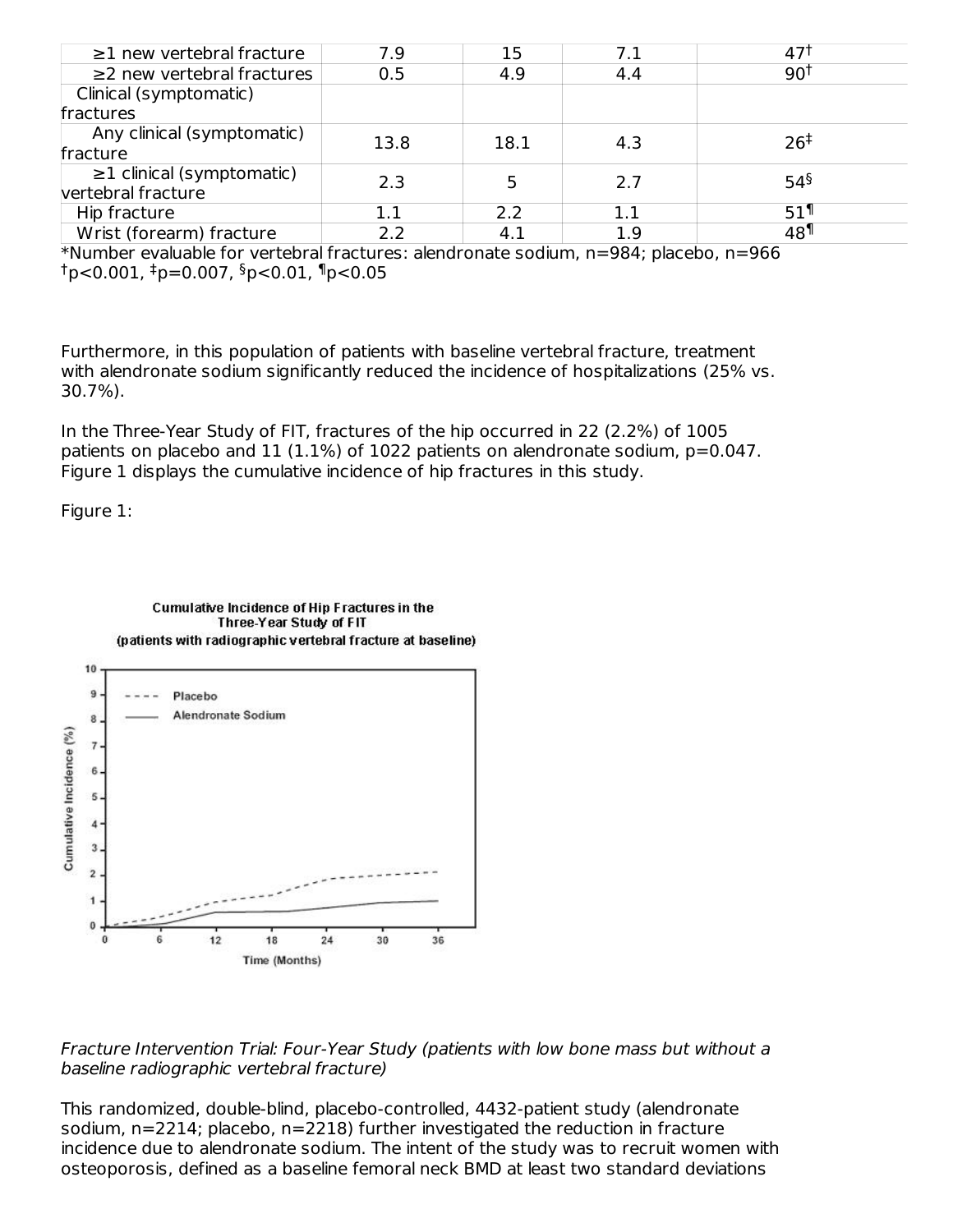| | | | | |
|---|---|---|---|---|
| ≥1 new vertebral fracture | 7.9 | 15 | 7.1 | 47† |
| ≥2 new vertebral fractures | 0.5 | 4.9 | 4.4 | 90† |
| Clinical (symptomatic) fractures | | | | |
| Any clinical (symptomatic) fracture | 13.8 | 18.1 | 4.3 | 26‡ |
| ≥1 clinical (symptomatic) vertebral fracture | 2.3 | 5 | 2.7 | 54§ |
| Hip fracture | 1.1 | 2.2 | 1.1 | 51¶ |
| Wrist (forearm) fracture | 2.2 | 4.1 | 1.9 | 48¶ |

*Number evaluable for vertebral fractures: alendronate sodium, n=984; placebo, n=966
†p<0.001, ‡p=0.007, §p<0.01, ¶p<0.05

Furthermore, in this population of patients with baseline vertebral fracture, treatment with alendronate sodium significantly reduced the incidence of hospitalizations (25% vs. 30.7%).

In the Three-Year Study of FIT, fractures of the hip occurred in 22 (2.2%) of 1005 patients on placebo and 11 (1.1%) of 1022 patients on alendronate sodium, p=0.047. Figure 1 displays the cumulative incidence of hip fractures in this study.

Figure 1:

*Fracture Intervention Trial: Four-Year Study (patients with low bone mass but without a baseline radiographic vertebral fracture)*

This randomized, double-blind, placebo-controlled, 4432-patient study (alendronate sodium, n=2214; placebo, n=2218) further investigated the reduction in fracture incidence due to alendronate sodium. The intent of the study was to recruit women with osteoporosis, defined as a baseline femoral neck BMD at least two standard deviations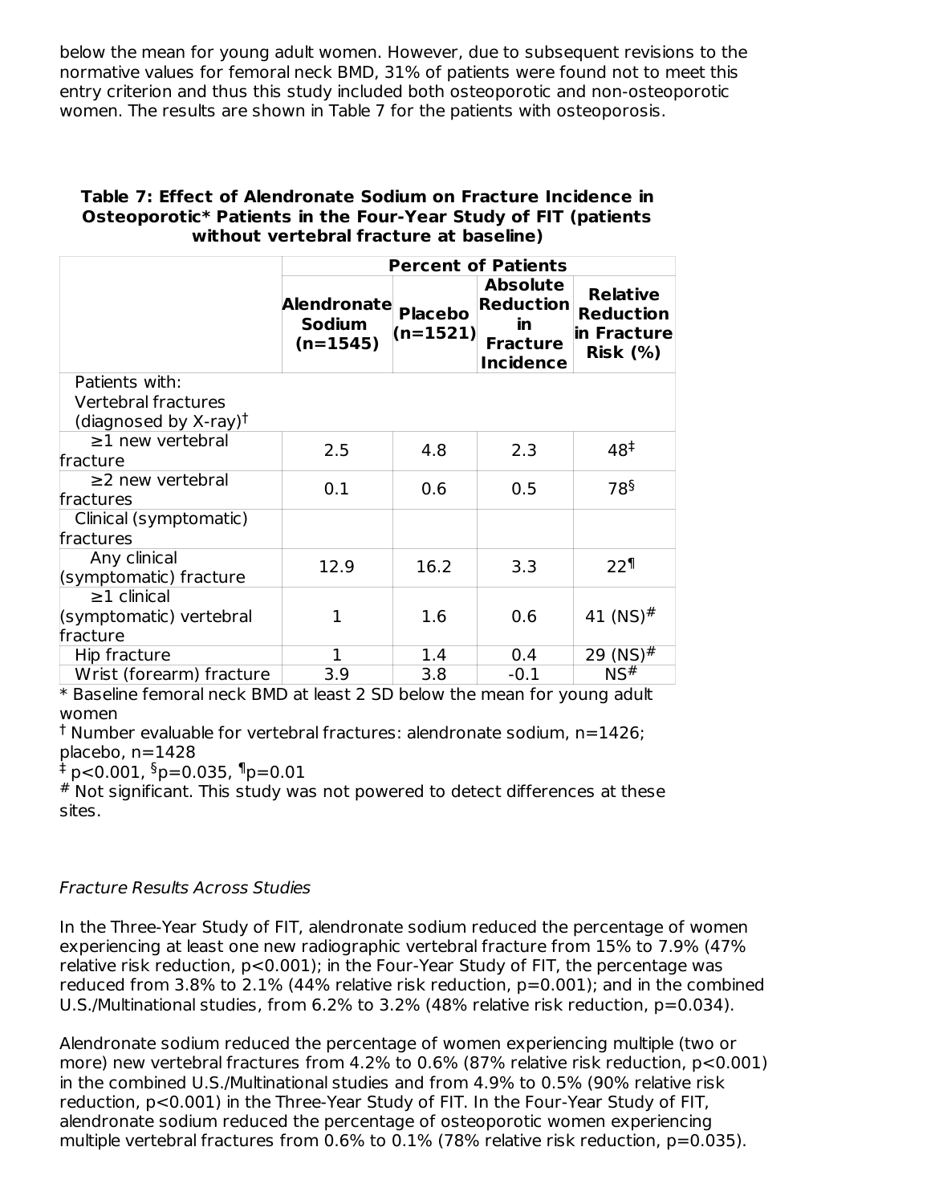below the mean for young adult women. However, due to subsequent revisions to the normative values for femoral neck BMD, 31% of patients were found not to meet this entry criterion and thus this study included both osteoporotic and non-osteoporotic women. The results are shown in Table 7 for the patients with osteoporosis.

**Table 7: Effect of Alendronate Sodium on Fracture Incidence in Osteoporotic* Patients in the Four-Year Study of FIT (patients without vertebral fracture at baseline)**

| | Percent of Patients | | | |
|---|---|---|---|---|
| | **Alendronate Sodium (n=1545)** | **Placebo (n=1521)** | **Absolute Reduction in Fracture Incidence** | **Relative Reduction in Fracture Risk (%)** |
| Patients with: Vertebral fractures (diagnosed by X-ray)† | | | | |
| ≥1 new vertebral fracture | 2.5 | 4.8 | 2.3 | 48‡ |
| ≥2 new vertebral fractures | 0.1 | 0.6 | 0.5 | 78§ |
| Clinical (symptomatic) fractures | | | | |
| Any clinical (symptomatic) fracture | 12.9 | 16.2 | 3.3 | 22¶ |
| ≥1 clinical (symptomatic) vertebral fracture | 1 | 1.6 | 0.6 | 41 (NS)# |
| Hip fracture | 1 | 1.4 | 0.4 | 29 (NS)# |
| Wrist (forearm) fracture | 3.9 | 3.8 | -0.1 | NS# |

\* Baseline femoral neck BMD at least 2 SD below the mean for young adult women

† Number evaluable for vertebral fractures: alendronate sodium, n=1426; placebo, n=1428

‡ p<0.001, § p=0.035, ¶ p=0.01

\# Not significant. This study was not powered to detect differences at these sites.

*Fracture Results Across Studies*

In the Three-Year Study of FIT, alendronate sodium reduced the percentage of women experiencing at least one new radiographic vertebral fracture from 15% to 7.9% (47% relative risk reduction, p<0.001); in the Four-Year Study of FIT, the percentage was reduced from 3.8% to 2.1% (44% relative risk reduction, p=0.001); and in the combined U.S./Multinational studies, from 6.2% to 3.2% (48% relative risk reduction, p=0.034).

Alendronate sodium reduced the percentage of women experiencing multiple (two or more) new vertebral fractures from 4.2% to 0.6% (87% relative risk reduction, p<0.001) in the combined U.S./Multinational studies and from 4.9% to 0.5% (90% relative risk reduction, p<0.001) in the Three-Year Study of FIT. In the Four-Year Study of FIT, alendronate sodium reduced the percentage of osteoporotic women experiencing multiple vertebral fractures from 0.6% to 0.1% (78% relative risk reduction, p=0.035).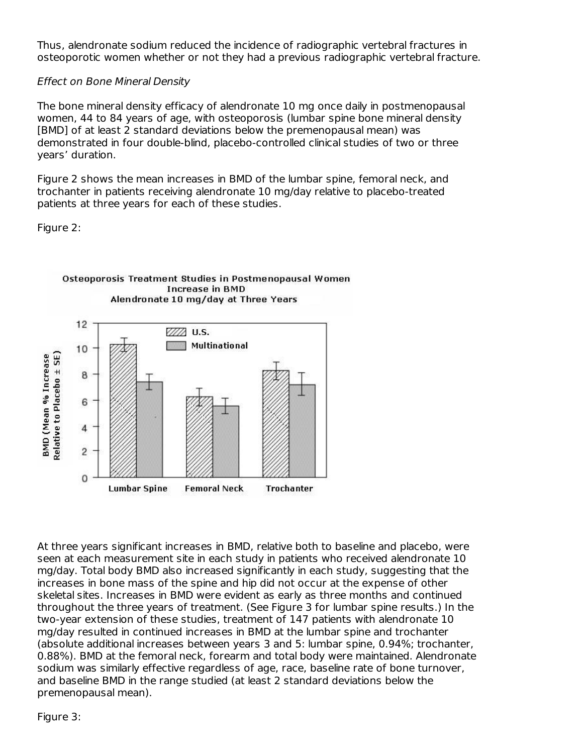Thus, alendronate sodium reduced the incidence of radiographic vertebral fractures in osteoporotic women whether or not they had a previous radiographic vertebral fracture.

*Effect on Bone Mineral Density*

The bone mineral density efficacy of alendronate 10 mg once daily in postmenopausal women, 44 to 84 years of age, with osteoporosis (lumbar spine bone mineral density [BMD] of at least 2 standard deviations below the premenopausal mean) was demonstrated in four double-blind, placebo-controlled clinical studies of two or three years' duration.

Figure 2 shows the mean increases in BMD of the lumbar spine, femoral neck, and trochanter in patients receiving alendronate 10 mg/day relative to placebo-treated patients at three years for each of these studies.

Figure 2:

At three years significant increases in BMD, relative both to baseline and placebo, were seen at each measurement site in each study in patients who received alendronate 10 mg/day. Total body BMD also increased significantly in each study, suggesting that the increases in bone mass of the spine and hip did not occur at the expense of other skeletal sites. Increases in BMD were evident as early as three months and continued throughout the three years of treatment. (See Figure 3 for lumbar spine results.) In the two-year extension of these studies, treatment of 147 patients with alendronate 10 mg/day resulted in continued increases in BMD at the lumbar spine and trochanter (absolute additional increases between years 3 and 5: lumbar spine, 0.94%; trochanter, 0.88%). BMD at the femoral neck, forearm and total body were maintained. Alendronate sodium was similarly effective regardless of age, race, baseline rate of bone turnover, and baseline BMD in the range studied (at least 2 standard deviations below the premenopausal mean).

Figure 3: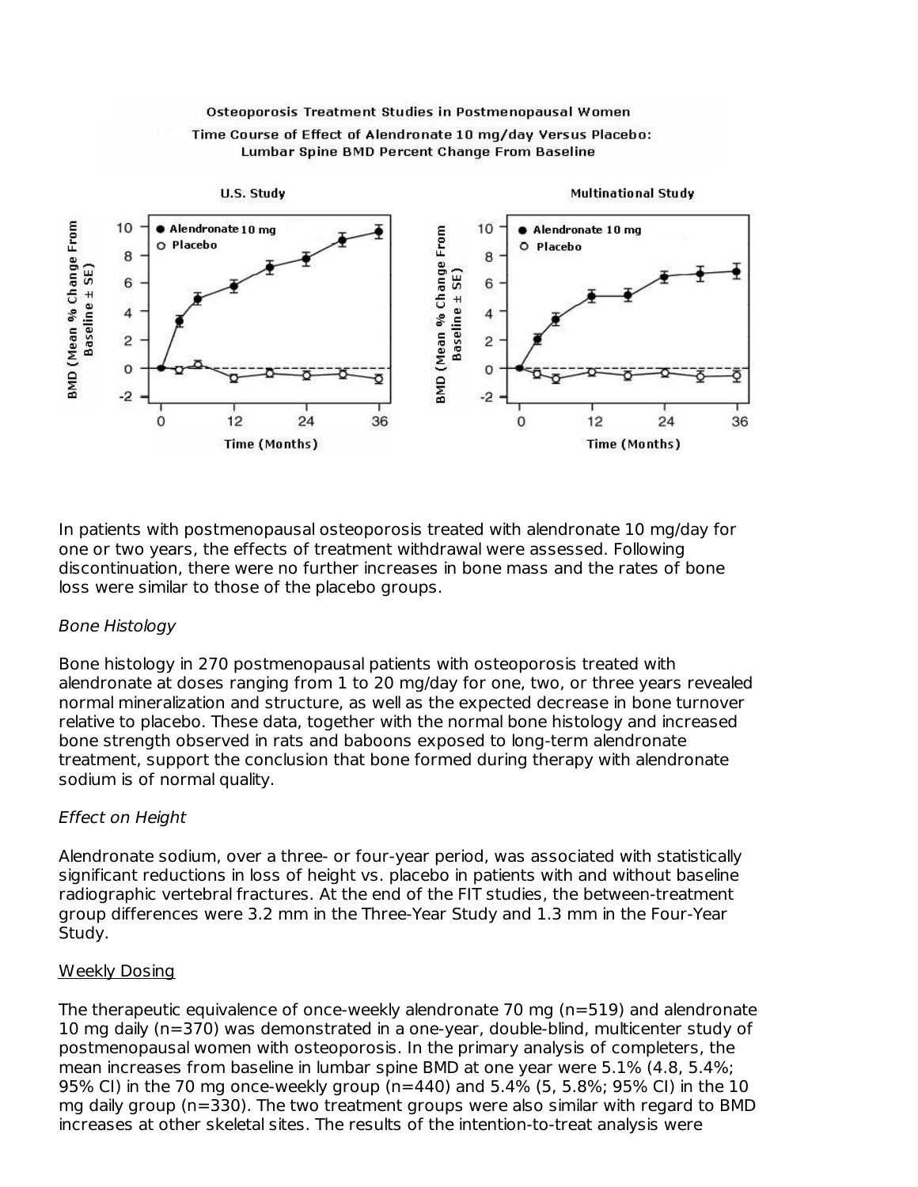Osteoporosis Treatment Studies in Postmenopausal Women

Time Course of Effect of Alendronate 10 mg/day Versus Placebo: Lumbar Spine BMD Percent Change From Baseline

In patients with postmenopausal osteoporosis treated with alendronate 10 mg/day for one or two years, the effects of treatment withdrawal were assessed. Following discontinuation, there were no further increases in bone mass and the rates of bone loss were similar to those of the placebo groups.

*Bone Histology*

Bone histology in 270 postmenopausal patients with osteoporosis treated with alendronate at doses ranging from 1 to 20 mg/day for one, two, or three years revealed normal mineralization and structure, as well as the expected decrease in bone turnover relative to placebo. These data, together with the normal bone histology and increased bone strength observed in rats and baboons exposed to long-term alendronate treatment, support the conclusion that bone formed during therapy with alendronate sodium is of normal quality.

*Effect on Height*

Alendronate sodium, over a three- or four-year period, was associated with statistically significant reductions in loss of height vs. placebo in patients with and without baseline radiographic vertebral fractures. At the end of the FIT studies, the between-treatment group differences were 3.2 mm in the Three-Year Study and 1.3 mm in the Four-Year Study.

Weekly Dosing

The therapeutic equivalence of once-weekly alendronate 70 mg (n=519) and alendronate 10 mg daily (n=370) was demonstrated in a one-year, double-blind, multicenter study of postmenopausal women with osteoporosis. In the primary analysis of completers, the mean increases from baseline in lumbar spine BMD at one year were 5.1% (4.8, 5.4%; 95% CI) in the 70 mg once-weekly group (n=440) and 5.4% (5, 5.8%; 95% CI) in the 10 mg daily group (n=330). The two treatment groups were also similar with regard to BMD increases at other skeletal sites. The results of the intention-to-treat analysis were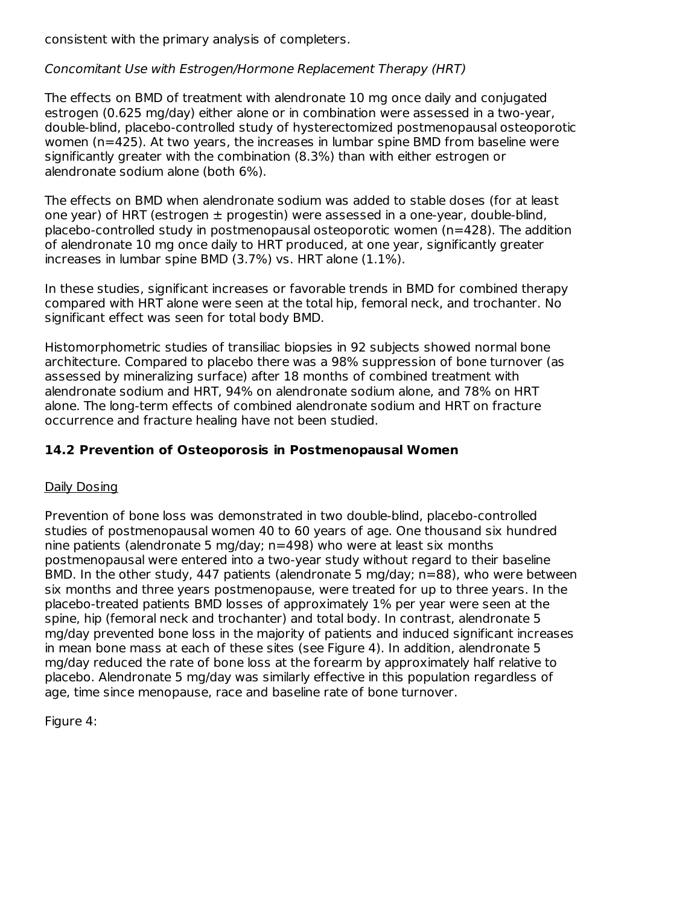consistent with the primary analysis of completers.

*Concomitant Use with Estrogen/Hormone Replacement Therapy (HRT)*

The effects on BMD of treatment with alendronate 10 mg once daily and conjugated estrogen (0.625 mg/day) either alone or in combination were assessed in a two-year, double-blind, placebo-controlled study of hysterectomized postmenopausal osteoporotic women (n=425). At two years, the increases in lumbar spine BMD from baseline were significantly greater with the combination (8.3%) than with either estrogen or alendronate sodium alone (both 6%).

The effects on BMD when alendronate sodium was added to stable doses (for at least one year) of HRT (estrogen ± progestin) were assessed in a one-year, double-blind, placebo-controlled study in postmenopausal osteoporotic women (n=428). The addition of alendronate 10 mg once daily to HRT produced, at one year, significantly greater increases in lumbar spine BMD (3.7%) vs. HRT alone (1.1%).

In these studies, significant increases or favorable trends in BMD for combined therapy compared with HRT alone were seen at the total hip, femoral neck, and trochanter. No significant effect was seen for total body BMD.

Histomorphometric studies of transiliac biopsies in 92 subjects showed normal bone architecture. Compared to placebo there was a 98% suppression of bone turnover (as assessed by mineralizing surface) after 18 months of combined treatment with alendronate sodium and HRT, 94% on alendronate sodium alone, and 78% on HRT alone. The long-term effects of combined alendronate sodium and HRT on fracture occurrence and fracture healing have not been studied.

### 14.2 Prevention of Osteoporosis in Postmenopausal Women

Daily Dosing

Prevention of bone loss was demonstrated in two double-blind, placebo-controlled studies of postmenopausal women 40 to 60 years of age. One thousand six hundred nine patients (alendronate 5 mg/day; n=498) who were at least six months postmenopausal were entered into a two-year study without regard to their baseline BMD. In the other study, 447 patients (alendronate 5 mg/day; n=88), who were between six months and three years postmenopause, were treated for up to three years. In the placebo-treated patients BMD losses of approximately 1% per year were seen at the spine, hip (femoral neck and trochanter) and total body. In contrast, alendronate 5 mg/day prevented bone loss in the majority of patients and induced significant increases in mean bone mass at each of these sites (see Figure 4). In addition, alendronate 5 mg/day reduced the rate of bone loss at the forearm by approximately half relative to placebo. Alendronate 5 mg/day was similarly effective in this population regardless of age, time since menopause, race and baseline rate of bone turnover.

Figure 4: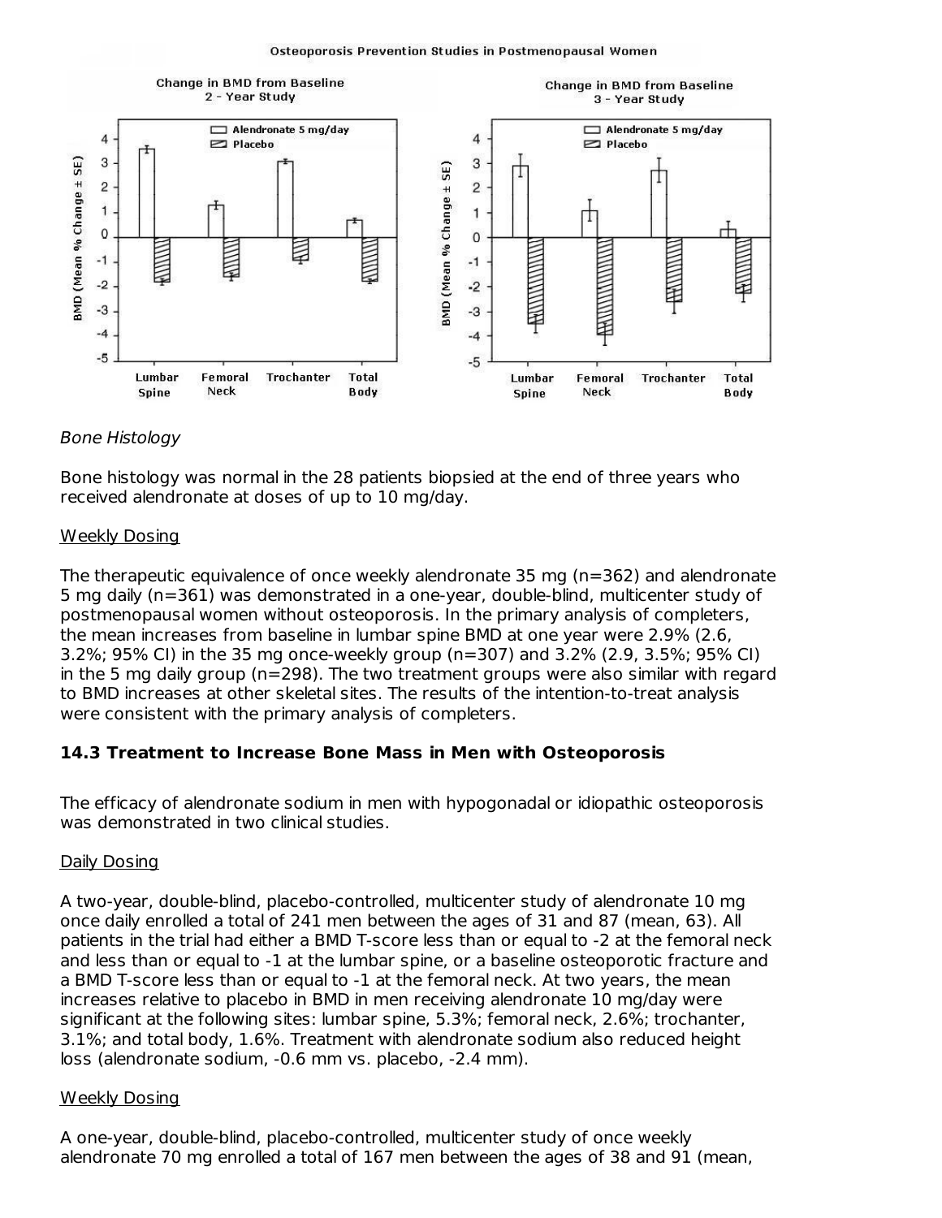Osteoporosis Prevention Studies in Postmenopausal Women

*Bone Histology*

Bone histology was normal in the 28 patients biopsied at the end of three years who received alendronate at doses of up to 10 mg/day.

Weekly Dosing

The therapeutic equivalence of once weekly alendronate 35 mg (n=362) and alendronate 5 mg daily (n=361) was demonstrated in a one-year, double-blind, multicenter study of postmenopausal women without osteoporosis. In the primary analysis of completers, the mean increases from baseline in lumbar spine BMD at one year were 2.9% (2.6, 3.2%; 95% CI) in the 35 mg once-weekly group (n=307) and 3.2% (2.9, 3.5%; 95% CI) in the 5 mg daily group (n=298). The two treatment groups were also similar with regard to BMD increases at other skeletal sites. The results of the intention-to-treat analysis were consistent with the primary analysis of completers.

### 14.3 Treatment to Increase Bone Mass in Men with Osteoporosis

The efficacy of alendronate sodium in men with hypogonadal or idiopathic osteoporosis was demonstrated in two clinical studies.

Daily Dosing

A two-year, double-blind, placebo-controlled, multicenter study of alendronate 10 mg once daily enrolled a total of 241 men between the ages of 31 and 87 (mean, 63). All patients in the trial had either a BMD T-score less than or equal to -2 at the femoral neck and less than or equal to -1 at the lumbar spine, or a baseline osteoporotic fracture and a BMD T-score less than or equal to -1 at the femoral neck. At two years, the mean increases relative to placebo in BMD in men receiving alendronate 10 mg/day were significant at the following sites: lumbar spine, 5.3%; femoral neck, 2.6%; trochanter, 3.1%; and total body, 1.6%. Treatment with alendronate sodium also reduced height loss (alendronate sodium, -0.6 mm vs. placebo, -2.4 mm).

Weekly Dosing

A one-year, double-blind, placebo-controlled, multicenter study of once weekly alendronate 70 mg enrolled a total of 167 men between the ages of 38 and 91 (mean,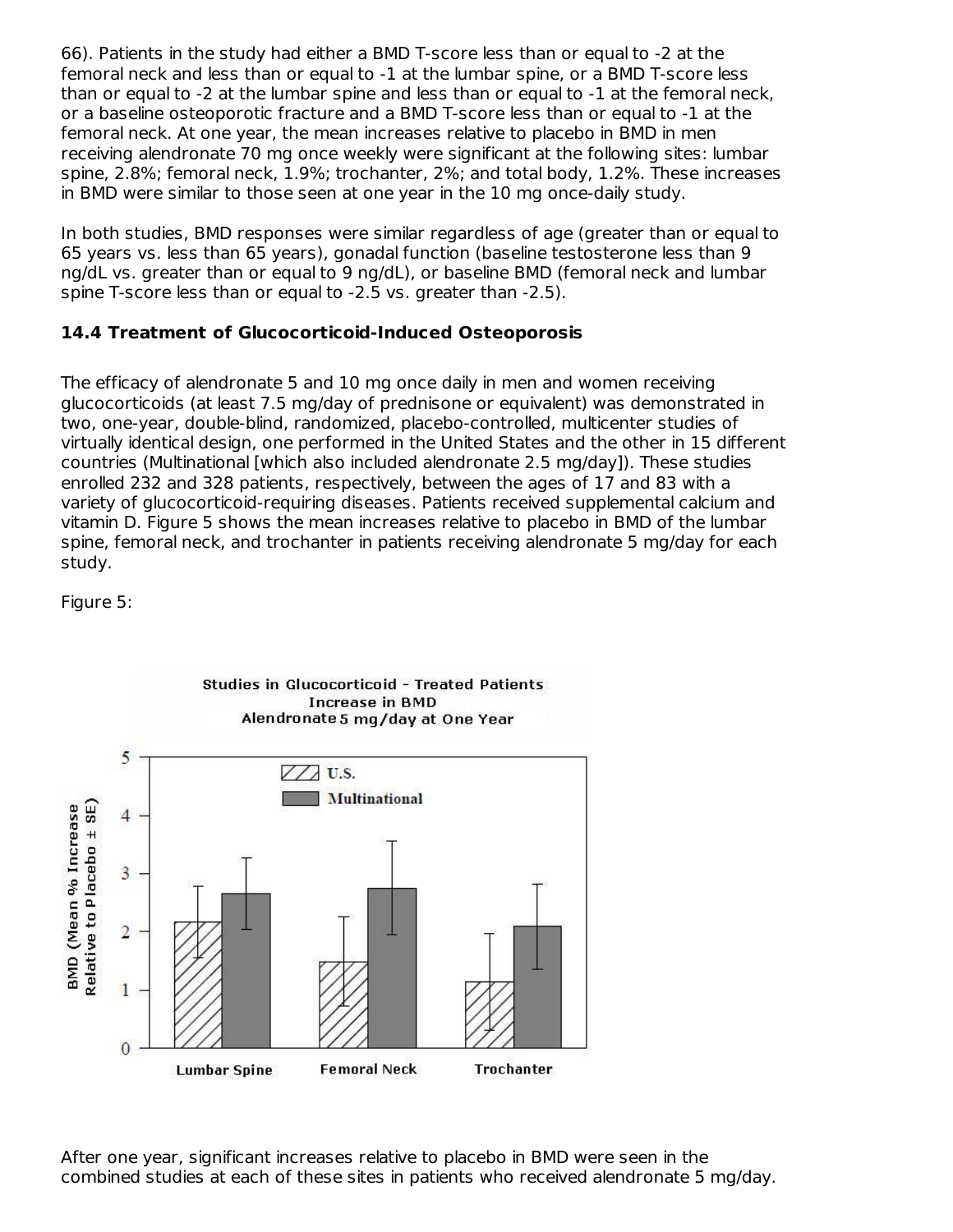66). Patients in the study had either a BMD T-score less than or equal to -2 at the femoral neck and less than or equal to -1 at the lumbar spine, or a BMD T-score less than or equal to -2 at the lumbar spine and less than or equal to -1 at the femoral neck, or a baseline osteoporotic fracture and a BMD T-score less than or equal to -1 at the femoral neck. At one year, the mean increases relative to placebo in BMD in men receiving alendronate 70 mg once weekly were significant at the following sites: lumbar spine, 2.8%; femoral neck, 1.9%; trochanter, 2%; and total body, 1.2%. These increases in BMD were similar to those seen at one year in the 10 mg once-daily study.

In both studies, BMD responses were similar regardless of age (greater than or equal to 65 years vs. less than 65 years), gonadal function (baseline testosterone less than 9 ng/dL vs. greater than or equal to 9 ng/dL), or baseline BMD (femoral neck and lumbar spine T-score less than or equal to -2.5 vs. greater than -2.5).

### 14.4 Treatment of Glucocorticoid-Induced Osteoporosis

The efficacy of alendronate 5 and 10 mg once daily in men and women receiving glucocorticoids (at least 7.5 mg/day of prednisone or equivalent) was demonstrated in two, one-year, double-blind, randomized, placebo-controlled, multicenter studies of virtually identical design, one performed in the United States and the other in 15 different countries (Multinational [which also included alendronate 2.5 mg/day]). These studies enrolled 232 and 328 patients, respectively, between the ages of 17 and 83 with a variety of glucocorticoid-requiring diseases. Patients received supplemental calcium and vitamin D. Figure 5 shows the mean increases relative to placebo in BMD of the lumbar spine, femoral neck, and trochanter in patients receiving alendronate 5 mg/day for each study.

Figure 5:

Studies in Glucocorticoid - Treated Patients
Increase in BMD
Alendronate 5 mg/day at One Year

After one year, significant increases relative to placebo in BMD were seen in the combined studies at each of these sites in patients who received alendronate 5 mg/day.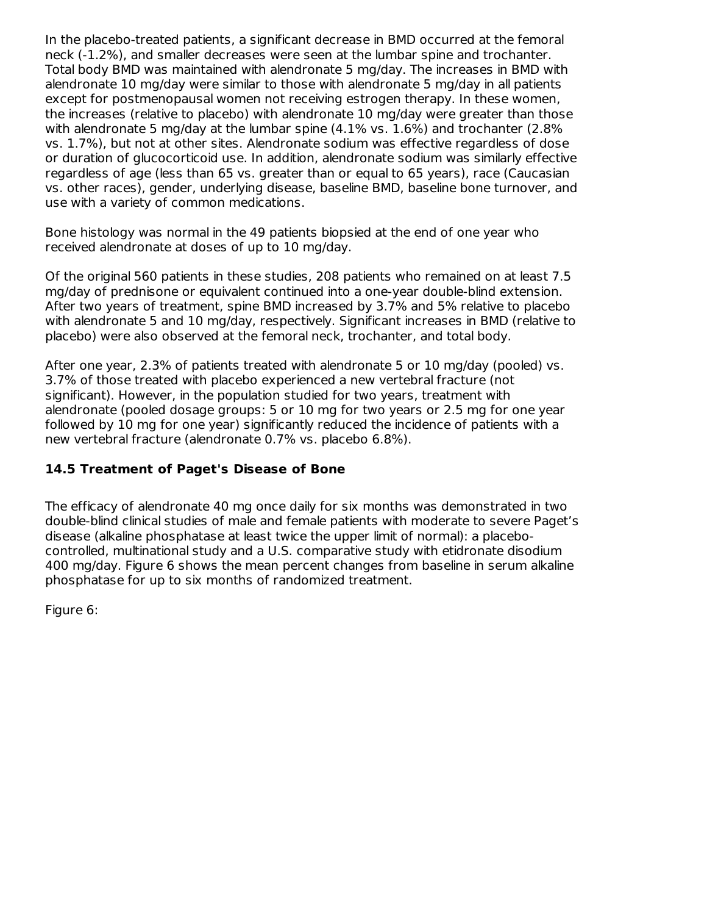In the placebo-treated patients, a significant decrease in BMD occurred at the femoral neck (-1.2%), and smaller decreases were seen at the lumbar spine and trochanter. Total body BMD was maintained with alendronate 5 mg/day. The increases in BMD with alendronate 10 mg/day were similar to those with alendronate 5 mg/day in all patients except for postmenopausal women not receiving estrogen therapy. In these women, the increases (relative to placebo) with alendronate 10 mg/day were greater than those with alendronate 5 mg/day at the lumbar spine (4.1% vs. 1.6%) and trochanter (2.8% vs. 1.7%), but not at other sites. Alendronate sodium was effective regardless of dose or duration of glucocorticoid use. In addition, alendronate sodium was similarly effective regardless of age (less than 65 vs. greater than or equal to 65 years), race (Caucasian vs. other races), gender, underlying disease, baseline BMD, baseline bone turnover, and use with a variety of common medications.

Bone histology was normal in the 49 patients biopsied at the end of one year who received alendronate at doses of up to 10 mg/day.

Of the original 560 patients in these studies, 208 patients who remained on at least 7.5 mg/day of prednisone or equivalent continued into a one-year double-blind extension. After two years of treatment, spine BMD increased by 3.7% and 5% relative to placebo with alendronate 5 and 10 mg/day, respectively. Significant increases in BMD (relative to placebo) were also observed at the femoral neck, trochanter, and total body.

After one year, 2.3% of patients treated with alendronate 5 or 10 mg/day (pooled) vs. 3.7% of those treated with placebo experienced a new vertebral fracture (not significant). However, in the population studied for two years, treatment with alendronate (pooled dosage groups: 5 or 10 mg for two years or 2.5 mg for one year followed by 10 mg for one year) significantly reduced the incidence of patients with a new vertebral fracture (alendronate 0.7% vs. placebo 6.8%).

### 14.5 Treatment of Paget's Disease of Bone

The efficacy of alendronate 40 mg once daily for six months was demonstrated in two double-blind clinical studies of male and female patients with moderate to severe Paget's disease (alkaline phosphatase at least twice the upper limit of normal): a placebo-controlled, multinational study and a U.S. comparative study with etidronate disodium 400 mg/day. Figure 6 shows the mean percent changes from baseline in serum alkaline phosphatase for up to six months of randomized treatment.

Figure 6: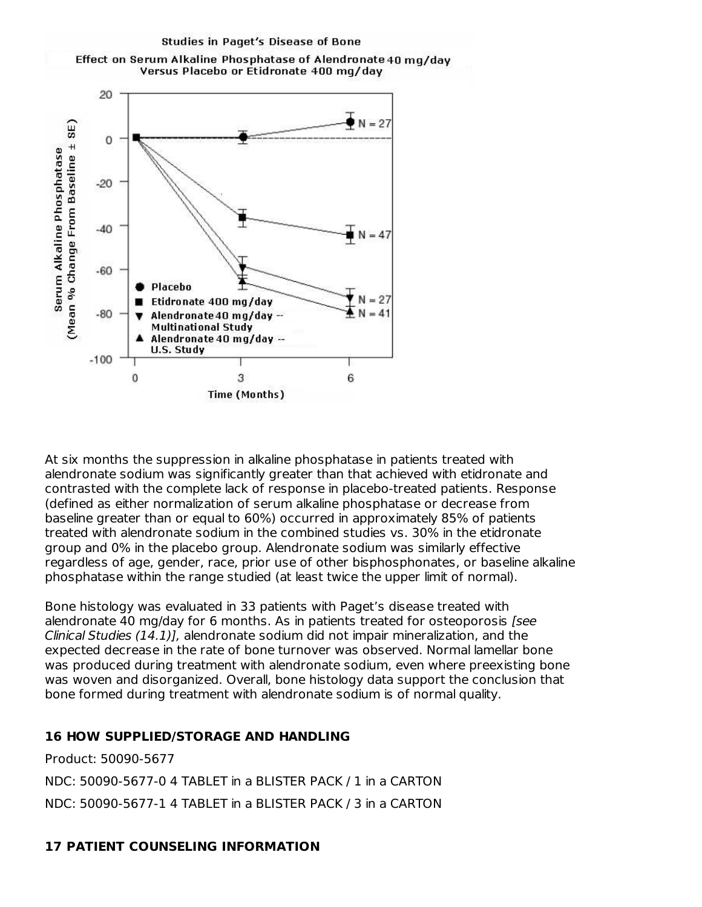Studies in Paget's Disease of Bone

Effect on Serum Alkaline Phosphatase of Alendronate 40 mg/day Versus Placebo or Etidronate 400 mg/day

At six months the suppression in alkaline phosphatase in patients treated with alendronate sodium was significantly greater than that achieved with etidronate and contrasted with the complete lack of response in placebo-treated patients. Response (defined as either normalization of serum alkaline phosphatase or decrease from baseline greater than or equal to 60%) occurred in approximately 85% of patients treated with alendronate sodium in the combined studies vs. 30% in the etidronate group and 0% in the placebo group. Alendronate sodium was similarly effective regardless of age, gender, race, prior use of other bisphosphonates, or baseline alkaline phosphatase within the range studied (at least twice the upper limit of normal).

Bone histology was evaluated in 33 patients with Paget's disease treated with alendronate 40 mg/day for 6 months. As in patients treated for osteoporosis *[see Clinical Studies (14.1)]*, alendronate sodium did not impair mineralization, and the expected decrease in the rate of bone turnover was observed. Normal lamellar bone was produced during treatment with alendronate sodium, even where preexisting bone was woven and disorganized. Overall, bone histology data support the conclusion that bone formed during treatment with alendronate sodium is of normal quality.

## 16 HOW SUPPLIED/STORAGE AND HANDLING

Product: 50090-5677

NDC: 50090-5677-0 4 TABLET in a BLISTER PACK / 1 in a CARTON

NDC: 50090-5677-1 4 TABLET in a BLISTER PACK / 3 in a CARTON

## 17 PATIENT COUNSELING INFORMATION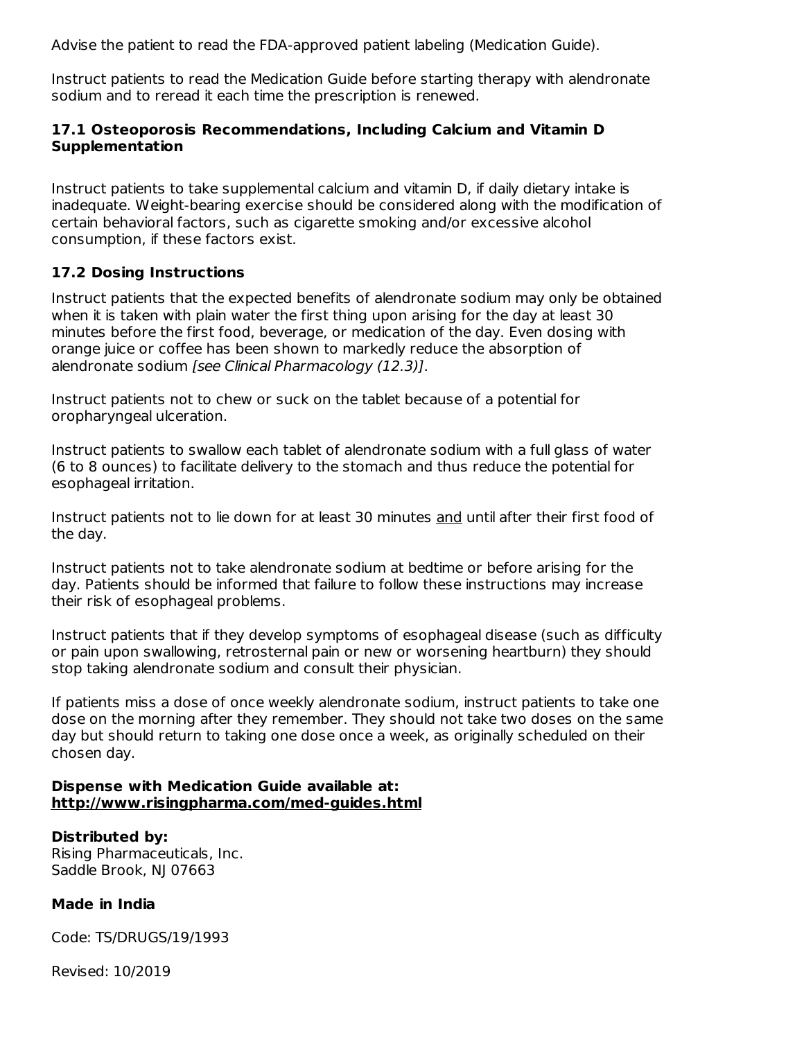Advise the patient to read the FDA-approved patient labeling (Medication Guide).

Instruct patients to read the Medication Guide before starting therapy with alendronate sodium and to reread it each time the prescription is renewed.

### 17.1 Osteoporosis Recommendations, Including Calcium and Vitamin D Supplementation

Instruct patients to take supplemental calcium and vitamin D, if daily dietary intake is inadequate. Weight-bearing exercise should be considered along with the modification of certain behavioral factors, such as cigarette smoking and/or excessive alcohol consumption, if these factors exist.

### 17.2 Dosing Instructions

Instruct patients that the expected benefits of alendronate sodium may only be obtained when it is taken with plain water the first thing upon arising for the day at least 30 minutes before the first food, beverage, or medication of the day. Even dosing with orange juice or coffee has been shown to markedly reduce the absorption of alendronate sodium *[see Clinical Pharmacology (12.3)]*.

Instruct patients not to chew or suck on the tablet because of a potential for oropharyngeal ulceration.

Instruct patients to swallow each tablet of alendronate sodium with a full glass of water (6 to 8 ounces) to facilitate delivery to the stomach and thus reduce the potential for esophageal irritation.

Instruct patients not to lie down for at least 30 minutes and until after their first food of the day.

Instruct patients not to take alendronate sodium at bedtime or before arising for the day. Patients should be informed that failure to follow these instructions may increase their risk of esophageal problems.

Instruct patients that if they develop symptoms of esophageal disease (such as difficulty or pain upon swallowing, retrosternal pain or new or worsening heartburn) they should stop taking alendronate sodium and consult their physician.

If patients miss a dose of once weekly alendronate sodium, instruct patients to take one dose on the morning after they remember. They should not take two doses on the same day but should return to taking one dose once a week, as originally scheduled on their chosen day.

**Dispense with Medication Guide available at:**
**http://www.risingpharma.com/med-guides.html**

**Distributed by:**
Rising Pharmaceuticals, Inc.
Saddle Brook, NJ 07663

**Made in India**

Code: TS/DRUGS/19/1993

Revised: 10/2019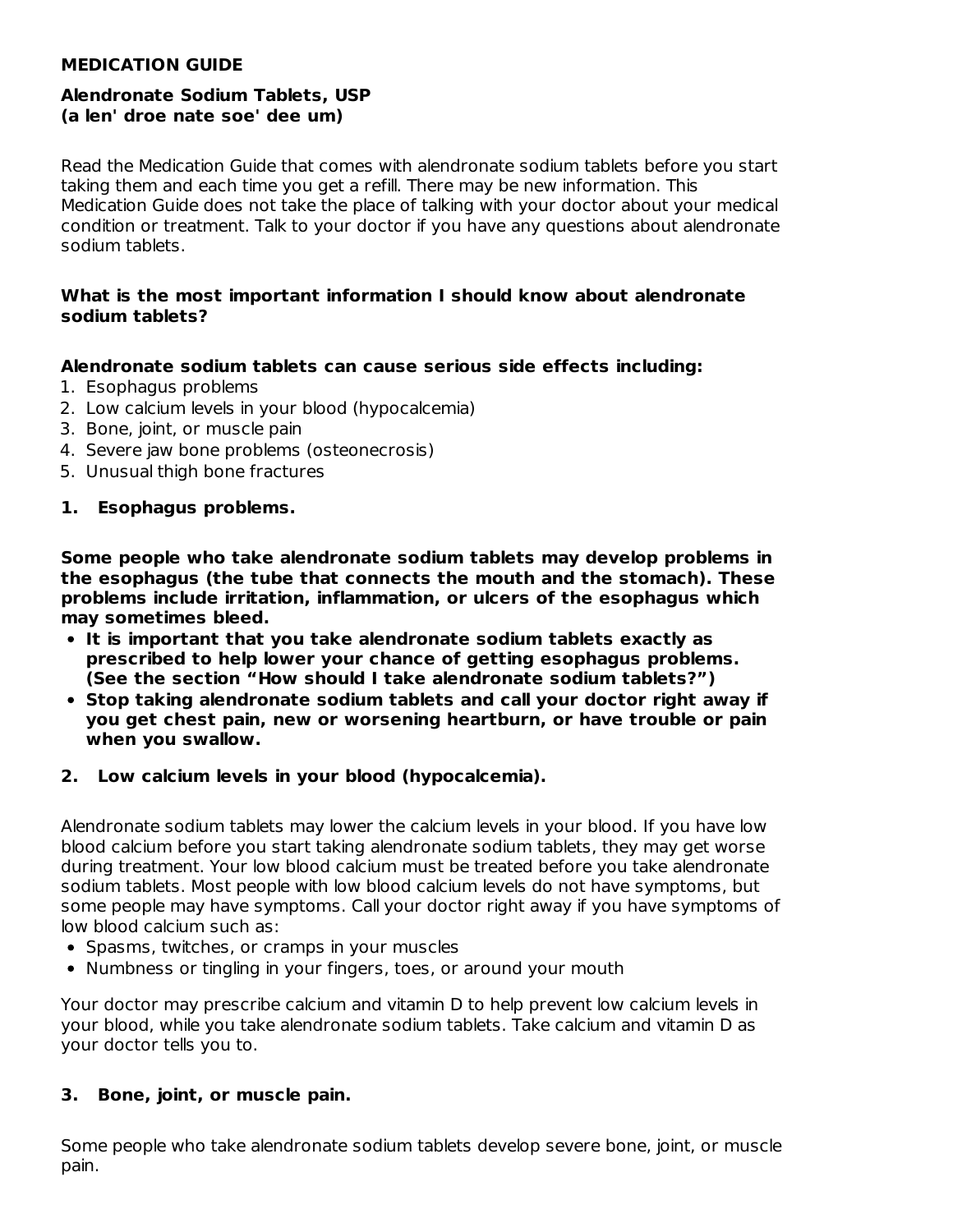## MEDICATION GUIDE

### Alendronate Sodium Tablets, USP
**(a len' droe nate soe' dee um)**

Read the Medication Guide that comes with alendronate sodium tablets before you start taking them and each time you get a refill. There may be new information. This Medication Guide does not take the place of talking with your doctor about your medical condition or treatment. Talk to your doctor if you have any questions about alendronate sodium tablets.

### What is the most important information I should know about alendronate sodium tablets?

**Alendronate sodium tablets can cause serious side effects including:**

1. Esophagus problems
2. Low calcium levels in your blood (hypocalcemia)
3. Bone, joint, or muscle pain
4. Severe jaw bone problems (osteonecrosis)
5. Unusual thigh bone fractures

**1. Esophagus problems.**

**Some people who take alendronate sodium tablets may develop problems in the esophagus (the tube that connects the mouth and the stomach). These problems include irritation, inflammation, or ulcers of the esophagus which may sometimes bleed.**

- **It is important that you take alendronate sodium tablets exactly as prescribed to help lower your chance of getting esophagus problems. (See the section "How should I take alendronate sodium tablets?")**
- **Stop taking alendronate sodium tablets and call your doctor right away if you get chest pain, new or worsening heartburn, or have trouble or pain when you swallow.**

**2. Low calcium levels in your blood (hypocalcemia).**

Alendronate sodium tablets may lower the calcium levels in your blood. If you have low blood calcium before you start taking alendronate sodium tablets, they may get worse during treatment. Your low blood calcium must be treated before you take alendronate sodium tablets. Most people with low blood calcium levels do not have symptoms, but some people may have symptoms. Call your doctor right away if you have symptoms of low blood calcium such as:

- Spasms, twitches, or cramps in your muscles
- Numbness or tingling in your fingers, toes, or around your mouth

Your doctor may prescribe calcium and vitamin D to help prevent low calcium levels in your blood, while you take alendronate sodium tablets. Take calcium and vitamin D as your doctor tells you to.

**3. Bone, joint, or muscle pain.**

Some people who take alendronate sodium tablets develop severe bone, joint, or muscle pain.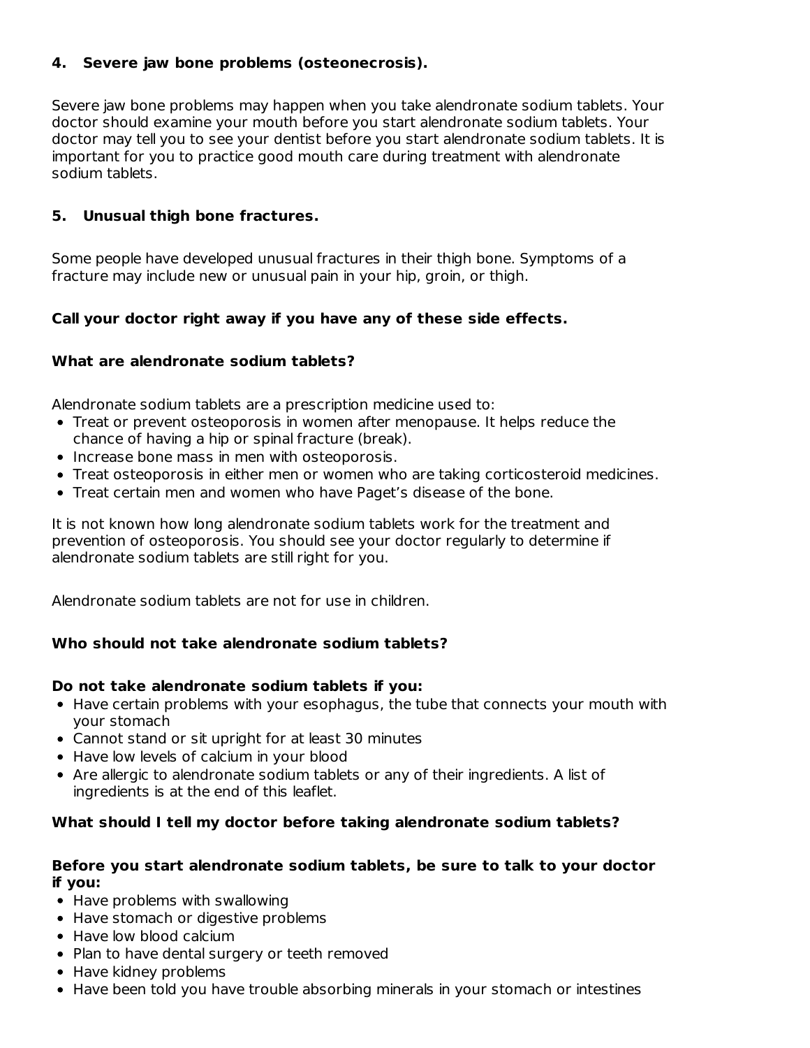**4. Severe jaw bone problems (osteonecrosis).**

Severe jaw bone problems may happen when you take alendronate sodium tablets. Your doctor should examine your mouth before you start alendronate sodium tablets. Your doctor may tell you to see your dentist before you start alendronate sodium tablets. It is important for you to practice good mouth care during treatment with alendronate sodium tablets.

**5. Unusual thigh bone fractures.**

Some people have developed unusual fractures in their thigh bone. Symptoms of a fracture may include new or unusual pain in your hip, groin, or thigh.

**Call your doctor right away if you have any of these side effects.**

**What are alendronate sodium tablets?**

Alendronate sodium tablets are a prescription medicine used to:

- Treat or prevent osteoporosis in women after menopause. It helps reduce the chance of having a hip or spinal fracture (break).
- Increase bone mass in men with osteoporosis.
- Treat osteoporosis in either men or women who are taking corticosteroid medicines.
- Treat certain men and women who have Paget's disease of the bone.

It is not known how long alendronate sodium tablets work for the treatment and prevention of osteoporosis. You should see your doctor regularly to determine if alendronate sodium tablets are still right for you.

Alendronate sodium tablets are not for use in children.

**Who should not take alendronate sodium tablets?**

**Do not take alendronate sodium tablets if you:**

- Have certain problems with your esophagus, the tube that connects your mouth with your stomach
- Cannot stand or sit upright for at least 30 minutes
- Have low levels of calcium in your blood
- Are allergic to alendronate sodium tablets or any of their ingredients. A list of ingredients is at the end of this leaflet.

**What should I tell my doctor before taking alendronate sodium tablets?**

**Before you start alendronate sodium tablets, be sure to talk to your doctor if you:**

- Have problems with swallowing
- Have stomach or digestive problems
- Have low blood calcium
- Plan to have dental surgery or teeth removed
- Have kidney problems
- Have been told you have trouble absorbing minerals in your stomach or intestines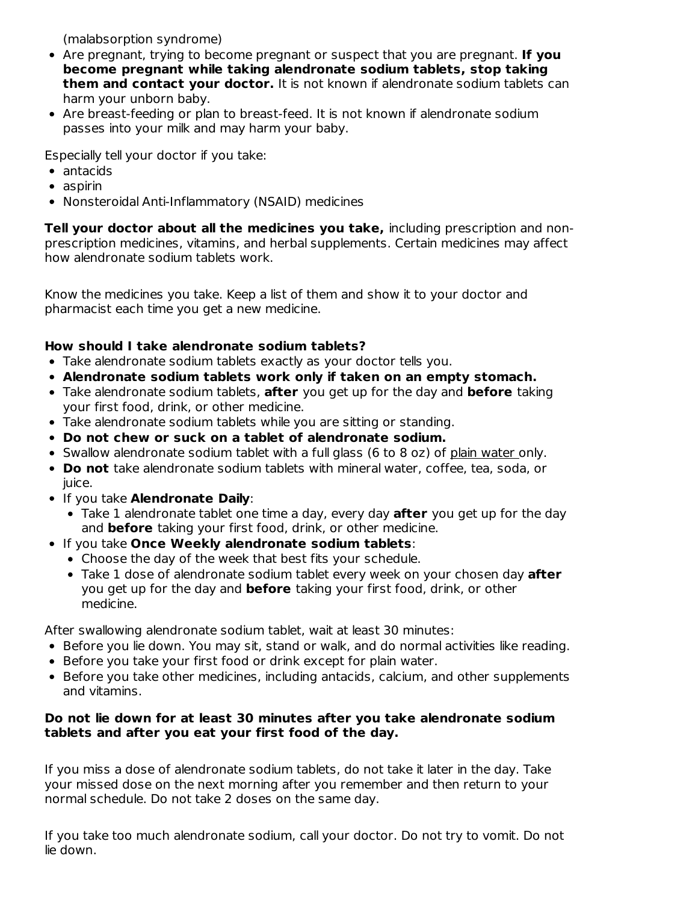(malabsorption syndrome)

- Are pregnant, trying to become pregnant or suspect that you are pregnant. **If you become pregnant while taking alendronate sodium tablets, stop taking them and contact your doctor.** It is not known if alendronate sodium tablets can harm your unborn baby.
- Are breast-feeding or plan to breast-feed. It is not known if alendronate sodium passes into your milk and may harm your baby.

Especially tell your doctor if you take:

- antacids
- aspirin
- Nonsteroidal Anti-Inflammatory (NSAID) medicines

**Tell your doctor about all the medicines you take,** including prescription and non-prescription medicines, vitamins, and herbal supplements. Certain medicines may affect how alendronate sodium tablets work.

Know the medicines you take. Keep a list of them and show it to your doctor and pharmacist each time you get a new medicine.

**How should I take alendronate sodium tablets?**

- Take alendronate sodium tablets exactly as your doctor tells you.
- **Alendronate sodium tablets work only if taken on an empty stomach.**
- Take alendronate sodium tablets, **after** you get up for the day and **before** taking your first food, drink, or other medicine.
- Take alendronate sodium tablets while you are sitting or standing.
- **Do not chew or suck on a tablet of alendronate sodium.**
- Swallow alendronate sodium tablet with a full glass (6 to 8 oz) of plain water only.
- **Do not** take alendronate sodium tablets with mineral water, coffee, tea, soda, or juice.
- If you take **Alendronate Daily**:
  - Take 1 alendronate tablet one time a day, every day **after** you get up for the day and **before** taking your first food, drink, or other medicine.
- If you take **Once Weekly alendronate sodium tablets**:
  - Choose the day of the week that best fits your schedule.
  - Take 1 dose of alendronate sodium tablet every week on your chosen day **after** you get up for the day and **before** taking your first food, drink, or other medicine.

After swallowing alendronate sodium tablet, wait at least 30 minutes:

- Before you lie down. You may sit, stand or walk, and do normal activities like reading.
- Before you take your first food or drink except for plain water.
- Before you take other medicines, including antacids, calcium, and other supplements and vitamins.

**Do not lie down for at least 30 minutes after you take alendronate sodium tablets and after you eat your first food of the day.**

If you miss a dose of alendronate sodium tablets, do not take it later in the day. Take your missed dose on the next morning after you remember and then return to your normal schedule. Do not take 2 doses on the same day.

If you take too much alendronate sodium, call your doctor. Do not try to vomit. Do not lie down.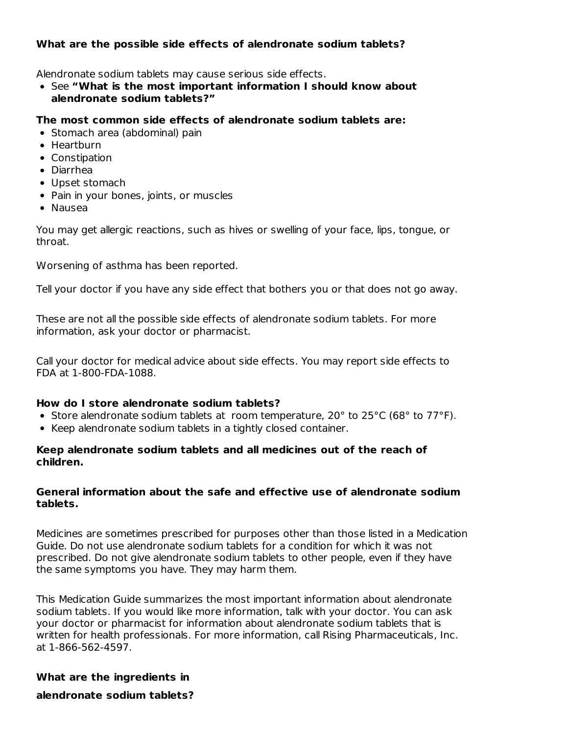**What are the possible side effects of alendronate sodium tablets?**

Alendronate sodium tablets may cause serious side effects.

- See **"What is the most important information I should know about alendronate sodium tablets?"**

**The most common side effects of alendronate sodium tablets are:**

- Stomach area (abdominal) pain
- Heartburn
- Constipation
- Diarrhea
- Upset stomach
- Pain in your bones, joints, or muscles
- Nausea

You may get allergic reactions, such as hives or swelling of your face, lips, tongue, or throat.

Worsening of asthma has been reported.

Tell your doctor if you have any side effect that bothers you or that does not go away.

These are not all the possible side effects of alendronate sodium tablets. For more information, ask your doctor or pharmacist.

Call your doctor for medical advice about side effects. You may report side effects to FDA at 1-800-FDA-1088.

**How do I store alendronate sodium tablets?**

- Store alendronate sodium tablets at room temperature, 20° to 25°C (68° to 77°F).
- Keep alendronate sodium tablets in a tightly closed container.

**Keep alendronate sodium tablets and all medicines out of the reach of children.**

**General information about the safe and effective use of alendronate sodium tablets.**

Medicines are sometimes prescribed for purposes other than those listed in a Medication Guide. Do not use alendronate sodium tablets for a condition for which it was not prescribed. Do not give alendronate sodium tablets to other people, even if they have the same symptoms you have. They may harm them.

This Medication Guide summarizes the most important information about alendronate sodium tablets. If you would like more information, talk with your doctor. You can ask your doctor or pharmacist for information about alendronate sodium tablets that is written for health professionals. For more information, call Rising Pharmaceuticals, Inc. at 1-866-562-4597.

**What are the ingredients in alendronate sodium tablets?**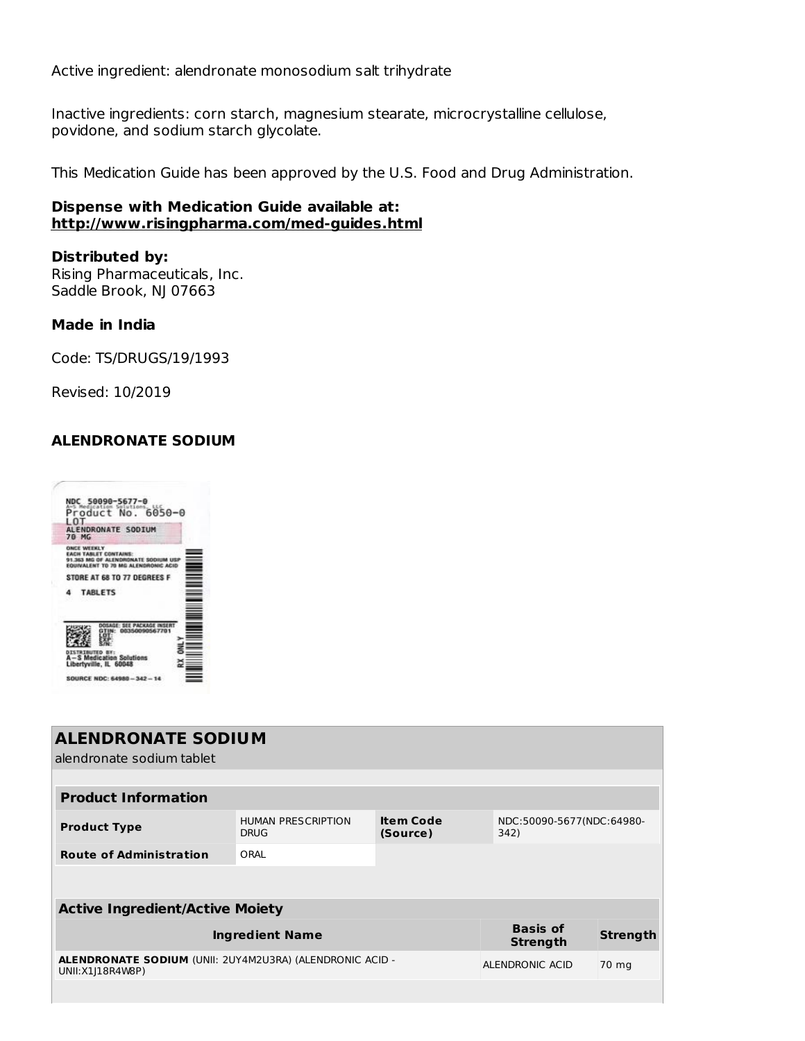Active ingredient: alendronate monosodium salt trihydrate

Inactive ingredients: corn starch, magnesium stearate, microcrystalline cellulose, povidone, and sodium starch glycolate.

This Medication Guide has been approved by the U.S. Food and Drug Administration.

**Dispense with Medication Guide available at:**
**http://www.risingpharma.com/med-guides.html**

**Distributed by:**
Rising Pharmaceuticals, Inc.
Saddle Brook, NJ 07663

**Made in India**

Code: TS/DRUGS/19/1993

Revised: 10/2019

**ALENDRONATE SODIUM**

NDC 50090-5677-0
A-S Medication Solutions, LLC
Product No. 6050-0
LOT
ALENDRONATE SODIUM
70 MG

ONCE WEEKLY
EACH TABLET CONTAINS:
91.363 MG OF ALENDRONATE SODIUM USP
EQUIVALENT TO 70 MG ALENDRONIC ACID

STORE AT 68 TO 77 DEGREES F

4 TABLETS

DOSAGE: SEE PACKAGE INSERT
GTIN: 00350090567701
LOT:
EXP:
S/N:

DISTRIBUTED BY:
A-S Medication Solutions
Libertyville, IL 60048

RX ONLY

SOURCE NDC: 64980-342-14

## ALENDRONATE SODIUM

alendronate sodium tablet

| **Product Information** | | | |
|---|---|---|---|
| **Product Type** | HUMAN PRESCRIPTION DRUG | **Item Code (Source)** | NDC:50090-5677(NDC:64980-342) |
| **Route of Administration** | ORAL | | |

| **Active Ingredient/Active Moiety** | | |
|---|---|---|
| **Ingredient Name** | **Basis of Strength** | **Strength** |
| **ALENDRONATE SODIUM** (UNII: 2UY4M2U3RA) (ALENDRONIC ACID - UNII:X1J18R4W8P) | ALENDRONIC ACID | 70 mg |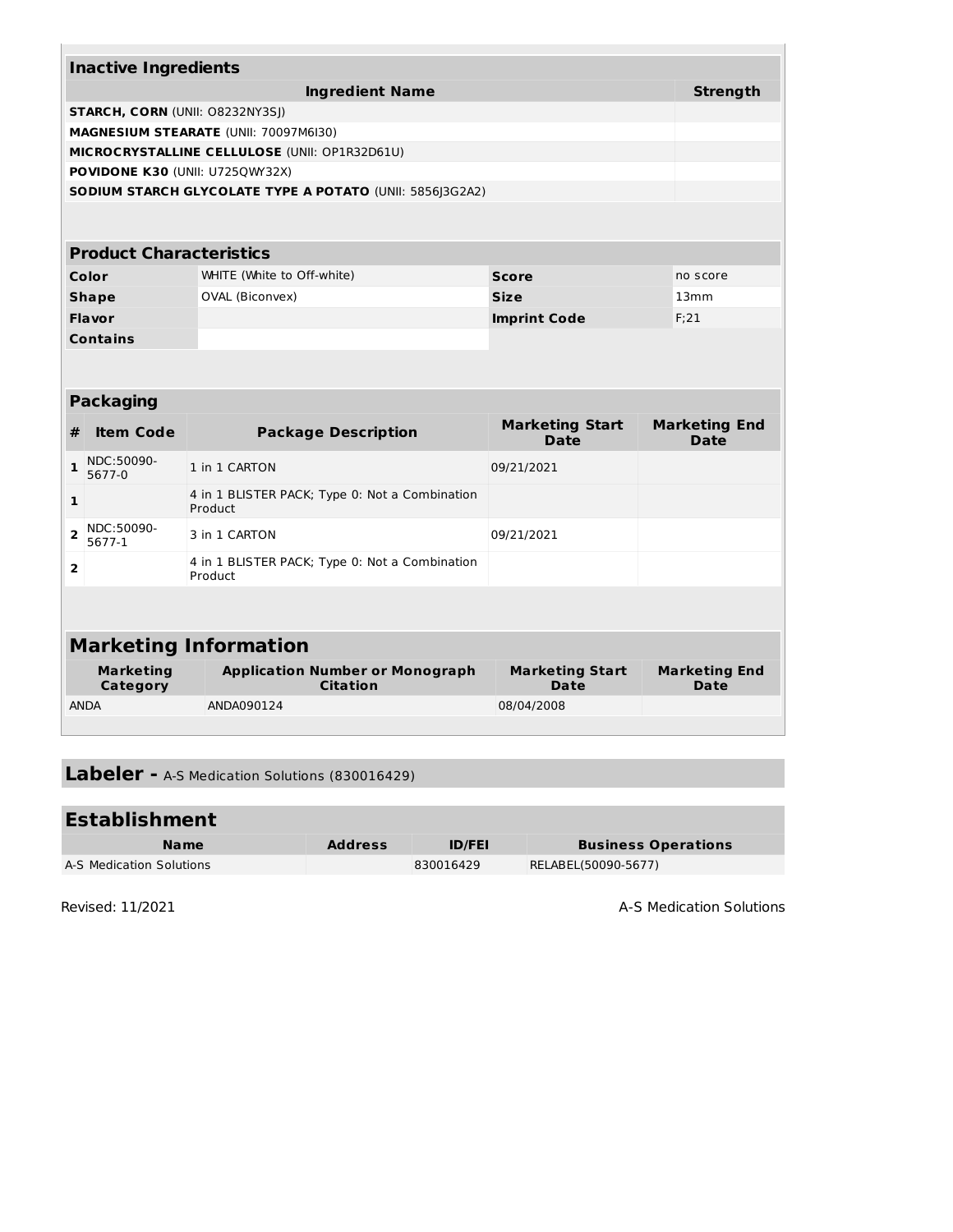## Inactive Ingredients

| Ingredient Name | Strength |
|---|---|
| **STARCH, CORN** (UNII: O8232NY3SJ) | |
| **MAGNESIUM STEARATE** (UNII: 70097M6I30) | |
| **MICROCRYSTALLINE CELLULOSE** (UNII: OP1R32D61U) | |
| **POVIDONE K30** (UNII: U725QWY32X) | |
| **SODIUM STARCH GLYCOLATE TYPE A POTATO** (UNII: 5856J3G2A2) | |

## Product Characteristics

| | | | |
|---|---|---|---|
| **Color** | WHITE (White to Off-white) | **Score** | no score |
| **Shape** | OVAL (Biconvex) | **Size** | 13mm |
| **Flavor** | | **Imprint Code** | F;21 |
| **Contains** | | | |

## Packaging

| # | Item Code | Package Description | Marketing Start Date | Marketing End Date |
|---|---|---|---|---|
| 1 | NDC:50090-5677-0 | 1 in 1 CARTON | 09/21/2021 | |
| 1 | | 4 in 1 BLISTER PACK; Type 0: Not a Combination Product | | |
| 2 | NDC:50090-5677-1 | 3 in 1 CARTON | 09/21/2021 | |
| 2 | | 4 in 1 BLISTER PACK; Type 0: Not a Combination Product | | |

## Marketing Information

| Marketing Category | Application Number or Monograph Citation | Marketing Start Date | Marketing End Date |
|---|---|---|---|
| ANDA | ANDA090124 | 08/04/2008 | |

## Labeler - A-S Medication Solutions (830016429)

## Establishment

| Name | Address | ID/FEI | Business Operations |
|---|---|---|---|
| A-S Medication Solutions | | 830016429 | RELABEL(50090-5677) |

Revised: 11/2021 A-S Medication Solutions